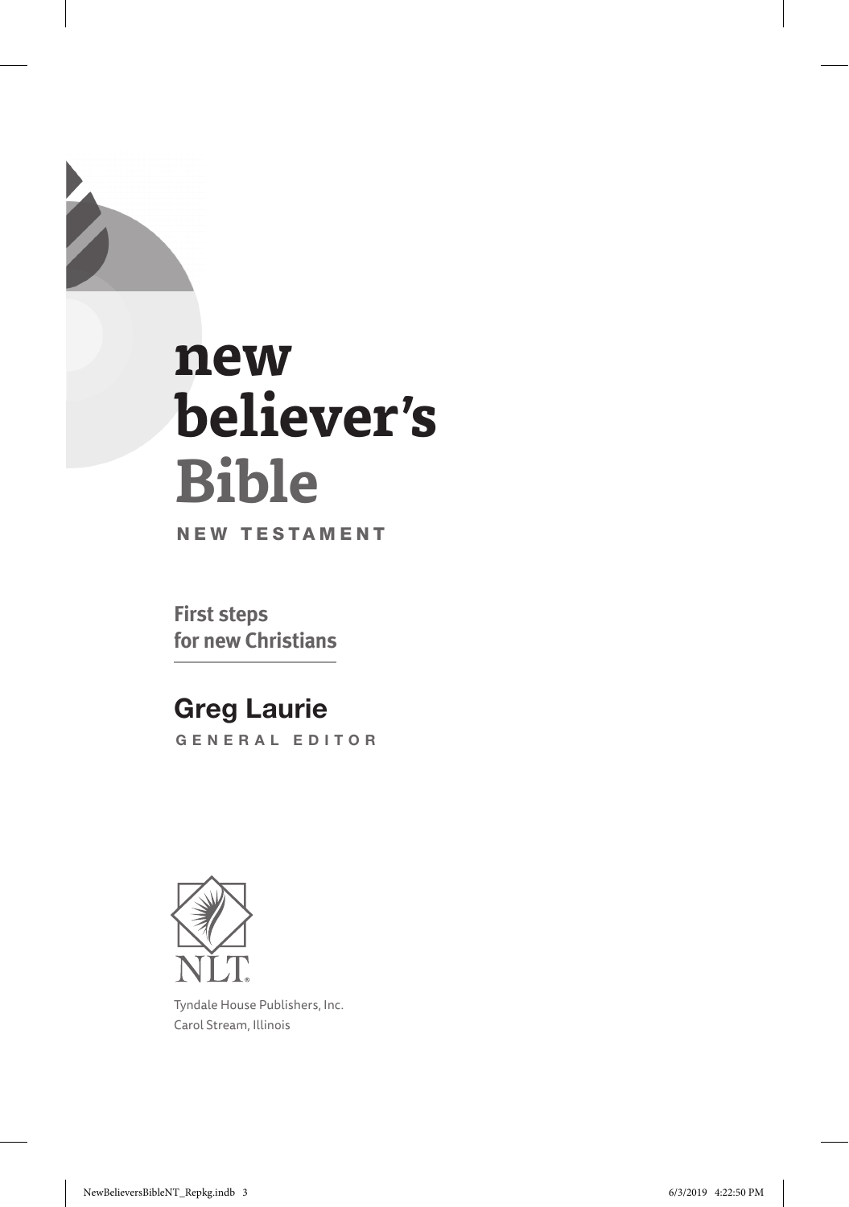# new believer's Bible

NEW TESTAMENT

**First steps for new Christians**

**Greg Laurie**

GENERAL EDITOR

NLT

Tyndale House Publishers, Inc.
Carol Stream, Illinois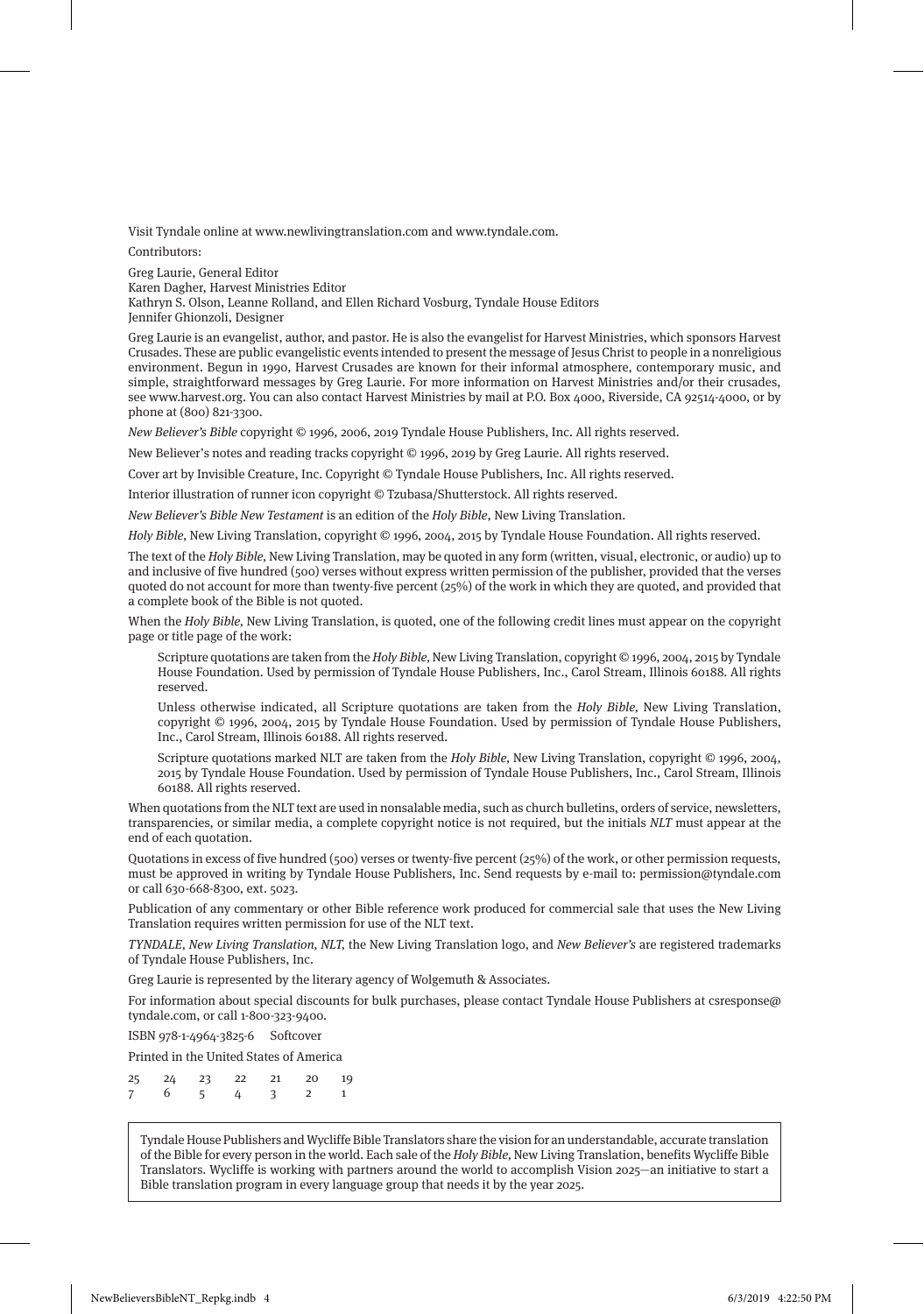Visit Tyndale online at www.newlivingtranslation.com and www.tyndale.com.

Contributors:

Greg Laurie, General Editor
Karen Dagher, Harvest Ministries Editor
Kathryn S. Olson, Leanne Rolland, and Ellen Richard Vosburg, Tyndale House Editors
Jennifer Ghionzoli, Designer

Greg Laurie is an evangelist, author, and pastor. He is also the evangelist for Harvest Ministries, which sponsors Harvest Crusades. These are public evangelistic events intended to present the message of Jesus Christ to people in a nonreligious environment. Begun in 1990, Harvest Crusades are known for their informal atmosphere, contemporary music, and simple, straightforward messages by Greg Laurie. For more information on Harvest Ministries and/or their crusades, see www.harvest.org. You can also contact Harvest Ministries by mail at P.O. Box 4000, Riverside, CA 92514-4000, or by phone at (800) 821-3300.

*New Believer's Bible* copyright © 1996, 2006, 2019 Tyndale House Publishers, Inc. All rights reserved.

New Believer's notes and reading tracks copyright © 1996, 2019 by Greg Laurie. All rights reserved.

Cover art by Invisible Creature, Inc. Copyright © Tyndale House Publishers, Inc. All rights reserved.

Interior illustration of runner icon copyright © Tzubasa/Shutterstock. All rights reserved.

*New Believer's Bible New Testament* is an edition of the *Holy Bible*, New Living Translation.

*Holy Bible,* New Living Translation, copyright © 1996, 2004, 2015 by Tyndale House Foundation. All rights reserved.

The text of the *Holy Bible,* New Living Translation, may be quoted in any form (written, visual, electronic, or audio) up to and inclusive of five hundred (500) verses without express written permission of the publisher, provided that the verses quoted do not account for more than twenty-five percent (25%) of the work in which they are quoted, and provided that a complete book of the Bible is not quoted.

When the *Holy Bible,* New Living Translation, is quoted, one of the following credit lines must appear on the copyright page or title page of the work:

> Scripture quotations are taken from the *Holy Bible*, New Living Translation, copyright © 1996, 2004, 2015 by Tyndale House Foundation. Used by permission of Tyndale House Publishers, Inc., Carol Stream, Illinois 60188. All rights reserved.
>
> Unless otherwise indicated, all Scripture quotations are taken from the *Holy Bible*, New Living Translation, copyright © 1996, 2004, 2015 by Tyndale House Foundation. Used by permission of Tyndale House Publishers, Inc., Carol Stream, Illinois 60188. All rights reserved.
>
> Scripture quotations marked NLT are taken from the *Holy Bible*, New Living Translation, copyright © 1996, 2004, 2015 by Tyndale House Foundation. Used by permission of Tyndale House Publishers, Inc., Carol Stream, Illinois 60188. All rights reserved.

When quotations from the NLT text are used in nonsalable media, such as church bulletins, orders of service, newsletters, transparencies, or similar media, a complete copyright notice is not required, but the initials *NLT* must appear at the end of each quotation.

Quotations in excess of five hundred (500) verses or twenty-five percent (25%) of the work, or other permission requests, must be approved in writing by Tyndale House Publishers, Inc. Send requests by e-mail to: permission@tyndale.com or call 630-668-8300, ext. 5023.

Publication of any commentary or other Bible reference work produced for commercial sale that uses the New Living Translation requires written permission for use of the NLT text.

*TYNDALE, New Living Translation, NLT,* the New Living Translation logo, and *New Believer's* are registered trademarks of Tyndale House Publishers, Inc.

Greg Laurie is represented by the literary agency of Wolgemuth & Associates.

For information about special discounts for bulk purchases, please contact Tyndale House Publishers at csresponse@tyndale.com, or call 1-800-323-9400.

ISBN 978-1-4964-3825-6 Softcover

Printed in the United States of America

25 24 23 22 21 20 19
7 6 5 4 3 2 1

Tyndale House Publishers and Wycliffe Bible Translators share the vision for an understandable, accurate translation of the Bible for every person in the world. Each sale of the *Holy Bible,* New Living Translation, benefits Wycliffe Bible Translators. Wycliffe is working with partners around the world to accomplish Vision 2025—an initiative to start a Bible translation program in every language group that needs it by the year 2025.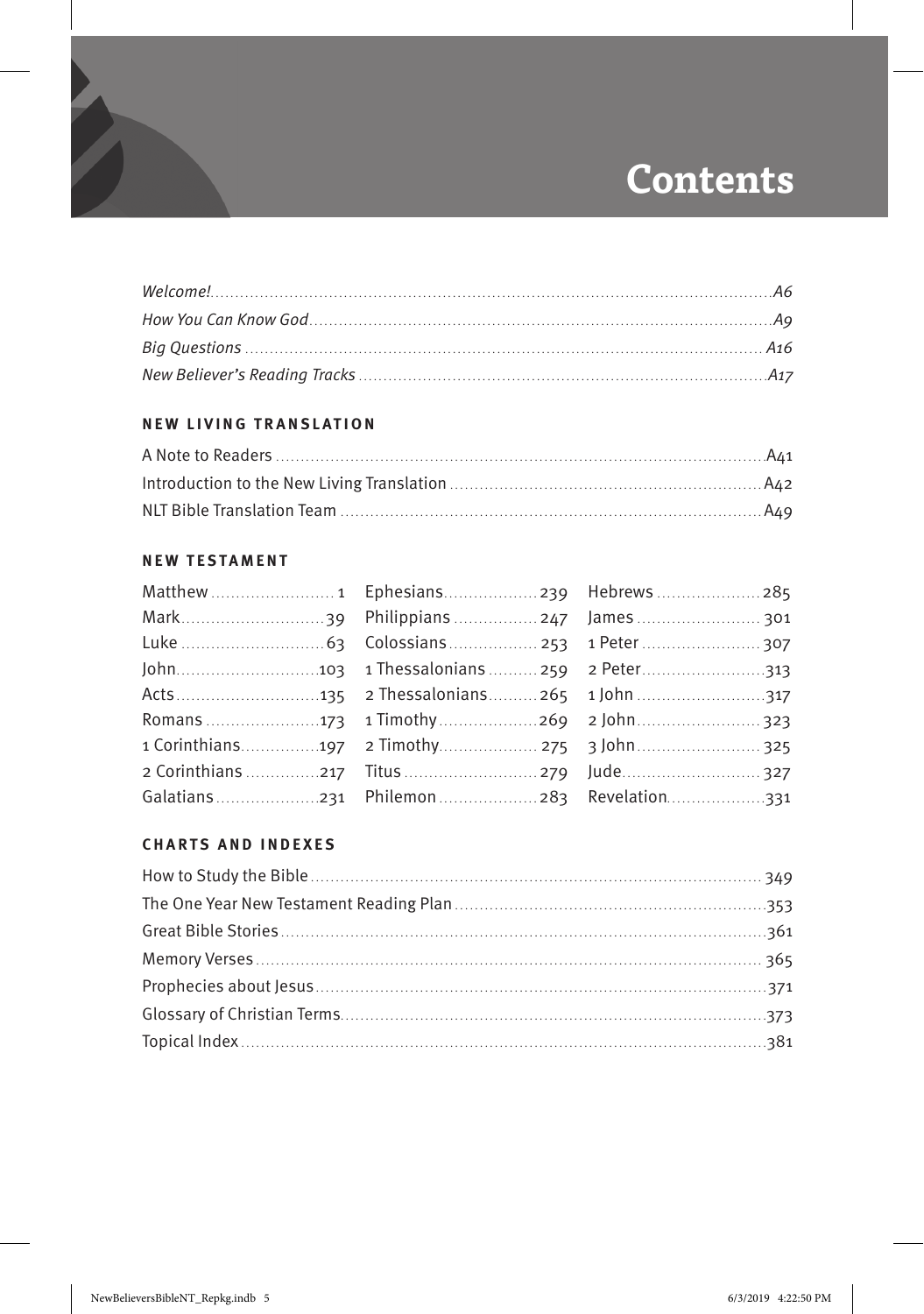# Contents

*Welcome!* ........ *A6*
*How You Can Know God* ........ *A9*
*Big Questions* ........ *A16*
*New Believer's Reading Tracks* ........ *A17*

## NEW LIVING TRANSLATION

A Note to Readers ........ A41
Introduction to the New Living Translation ........ A42
NLT Bible Translation Team ........ A49

## NEW TESTAMENT

Matthew ........ 1
Mark ........ 39
Luke ........ 63
John ........ 103
Acts ........ 135
Romans ........ 173
1 Corinthians ........ 197
2 Corinthians ........ 217
Galatians ........ 231
Ephesians ........ 239
Philippians ........ 247
Colossians ........ 253
1 Thessalonians ........ 259
2 Thessalonians ........ 265
1 Timothy ........ 269
2 Timothy ........ 275
Titus ........ 279
Philemon ........ 283
Hebrews ........ 285
James ........ 301
1 Peter ........ 307
2 Peter ........ 313
1 John ........ 317
2 John ........ 323
3 John ........ 325
Jude ........ 327
Revelation ........ 331

## CHARTS AND INDEXES

How to Study the Bible ........ 349
The One Year New Testament Reading Plan ........ 353
Great Bible Stories ........ 361
Memory Verses ........ 365
Prophecies about Jesus ........ 371
Glossary of Christian Terms ........ 373
Topical Index ........ 381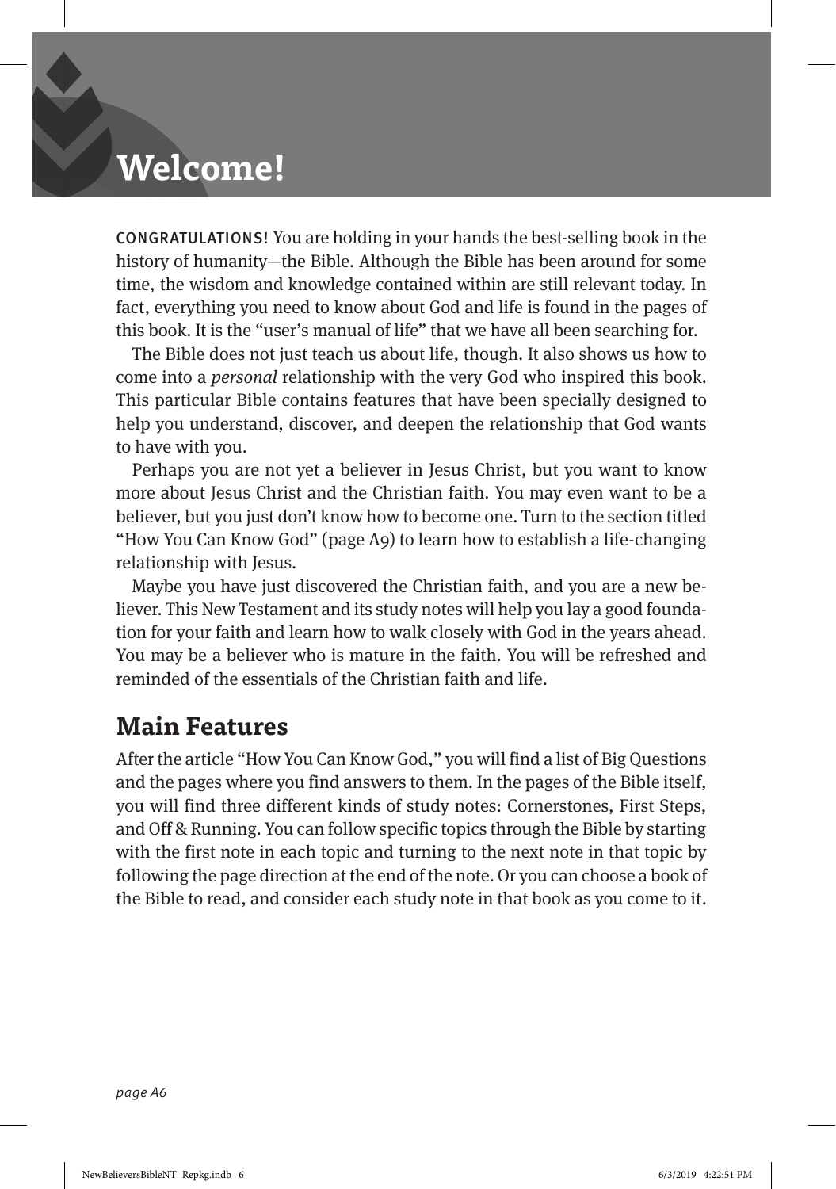# Welcome!

CONGRATULATIONS! You are holding in your hands the best-selling book in the history of humanity—the Bible. Although the Bible has been around for some time, the wisdom and knowledge contained within are still relevant today. In fact, everything you need to know about God and life is found in the pages of this book. It is the "user's manual of life" that we have all been searching for.

The Bible does not just teach us about life, though. It also shows us how to come into a *personal* relationship with the very God who inspired this book. This particular Bible contains features that have been specially designed to help you understand, discover, and deepen the relationship that God wants to have with you.

Perhaps you are not yet a believer in Jesus Christ, but you want to know more about Jesus Christ and the Christian faith. You may even want to be a believer, but you just don't know how to become one. Turn to the section titled "How You Can Know God" (page A9) to learn how to establish a life-changing relationship with Jesus.

Maybe you have just discovered the Christian faith, and you are a new believer. This New Testament and its study notes will help you lay a good foundation for your faith and learn how to walk closely with God in the years ahead. You may be a believer who is mature in the faith. You will be refreshed and reminded of the essentials of the Christian faith and life.

## Main Features

After the article "How You Can Know God," you will find a list of Big Questions and the pages where you find answers to them. In the pages of the Bible itself, you will find three different kinds of study notes: Cornerstones, First Steps, and Off & Running. You can follow specific topics through the Bible by starting with the first note in each topic and turning to the next note in that topic by following the page direction at the end of the note. Or you can choose a book of the Bible to read, and consider each study note in that book as you come to it.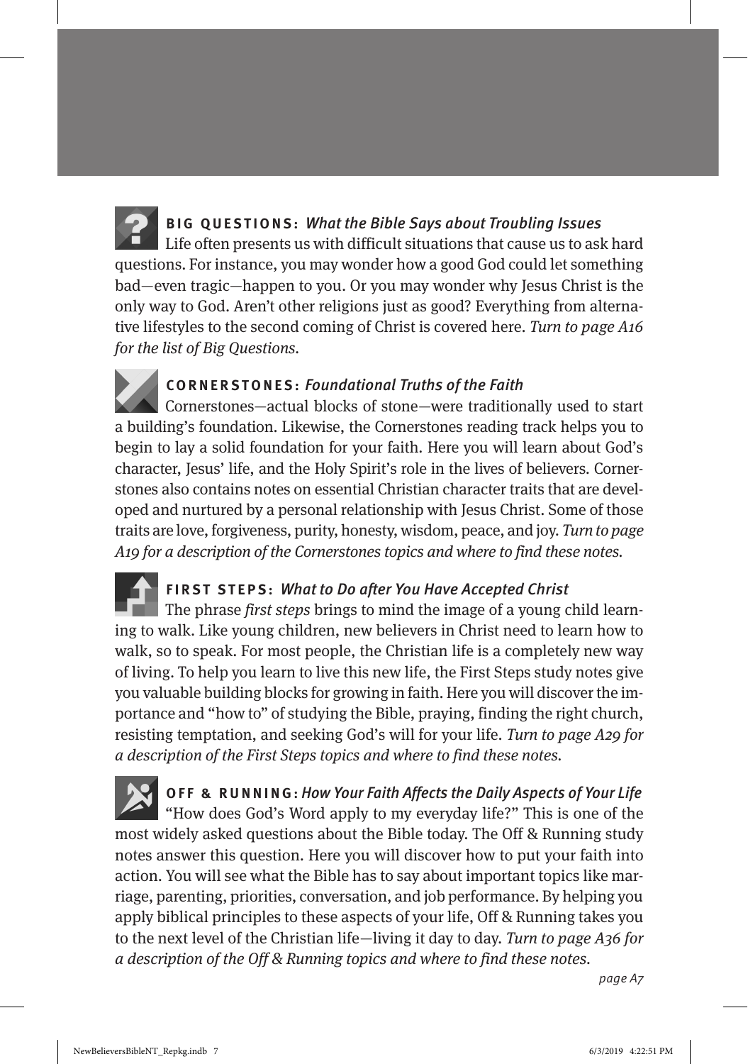### BIG QUESTIONS: *What the Bible Says about Troubling Issues*

Life often presents us with difficult situations that cause us to ask hard questions. For instance, you may wonder how a good God could let something bad—even tragic—happen to you. Or you may wonder why Jesus Christ is the only way to God. Aren't other religions just as good? Everything from alternative lifestyles to the second coming of Christ is covered here. *Turn to page A16 for the list of Big Questions.*

### CORNERSTONES: *Foundational Truths of the Faith*

Cornerstones—actual blocks of stone—were traditionally used to start a building's foundation. Likewise, the Cornerstones reading track helps you to begin to lay a solid foundation for your faith. Here you will learn about God's character, Jesus' life, and the Holy Spirit's role in the lives of believers. Cornerstones also contains notes on essential Christian character traits that are developed and nurtured by a personal relationship with Jesus Christ. Some of those traits are love, forgiveness, purity, honesty, wisdom, peace, and joy. *Turn to page A19 for a description of the Cornerstones topics and where to find these notes.*

### FIRST STEPS: *What to Do after You Have Accepted Christ*

The phrase *first steps* brings to mind the image of a young child learning to walk. Like young children, new believers in Christ need to learn how to walk, so to speak. For most people, the Christian life is a completely new way of living. To help you learn to live this new life, the First Steps study notes give you valuable building blocks for growing in faith. Here you will discover the importance and "how to" of studying the Bible, praying, finding the right church, resisting temptation, and seeking God's will for your life. *Turn to page A29 for a description of the First Steps topics and where to find these notes.*

### OFF & RUNNING: *How Your Faith Affects the Daily Aspects of Your Life*

"How does God's Word apply to my everyday life?" This is one of the most widely asked questions about the Bible today. The Off & Running study notes answer this question. Here you will discover how to put your faith into action. You will see what the Bible has to say about important topics like marriage, parenting, priorities, conversation, and job performance. By helping you apply biblical principles to these aspects of your life, Off & Running takes you to the next level of the Christian life—living it day to day. *Turn to page A36 for a description of the Off & Running topics and where to find these notes.*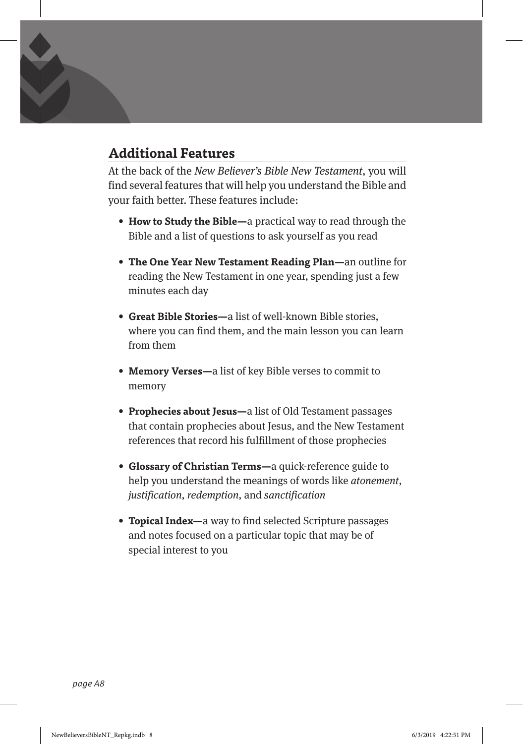## Additional Features

At the back of the *New Believer's Bible New Testament*, you will find several features that will help you understand the Bible and your faith better. These features include:

- **How to Study the Bible—**a practical way to read through the Bible and a list of questions to ask yourself as you read
- **The One Year New Testament Reading Plan—**an outline for reading the New Testament in one year, spending just a few minutes each day
- **Great Bible Stories—**a list of well-known Bible stories, where you can find them, and the main lesson you can learn from them
- **Memory Verses—**a list of key Bible verses to commit to memory
- **Prophecies about Jesus—**a list of Old Testament passages that contain prophecies about Jesus, and the New Testament references that record his fulfillment of those prophecies
- **Glossary of Christian Terms—**a quick-reference guide to help you understand the meanings of words like *atonement*, *justification*, *redemption*, and *sanctification*
- **Topical Index—**a way to find selected Scripture passages and notes focused on a particular topic that may be of special interest to you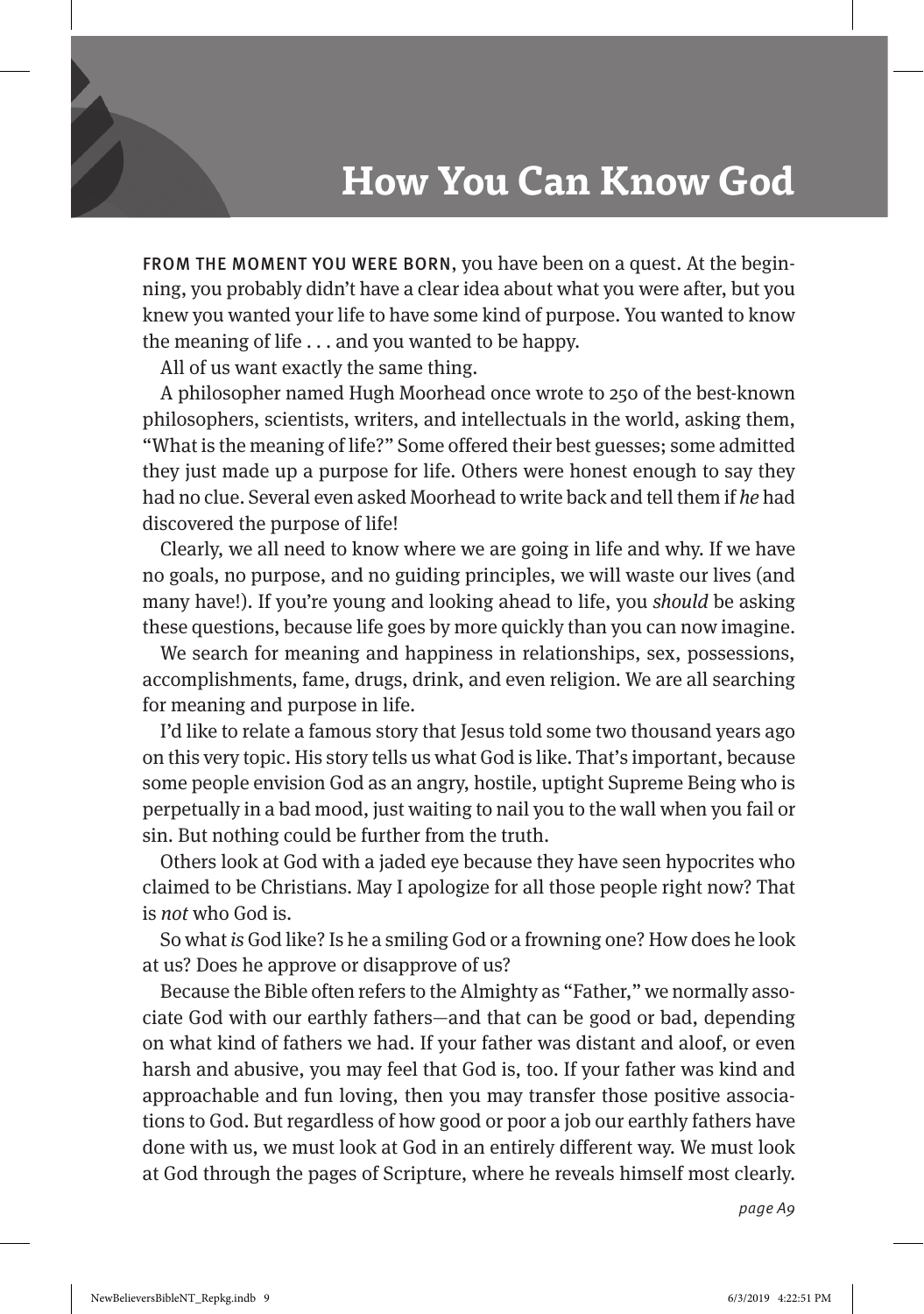# How You Can Know God

FROM THE MOMENT YOU WERE BORN, you have been on a quest. At the beginning, you probably didn't have a clear idea about what you were after, but you knew you wanted your life to have some kind of purpose. You wanted to know the meaning of life . . . and you wanted to be happy.

All of us want exactly the same thing.

A philosopher named Hugh Moorhead once wrote to 250 of the best-known philosophers, scientists, writers, and intellectuals in the world, asking them, "What is the meaning of life?" Some offered their best guesses; some admitted they just made up a purpose for life. Others were honest enough to say they had no clue. Several even asked Moorhead to write back and tell them if *he* had discovered the purpose of life!

Clearly, we all need to know where we are going in life and why. If we have no goals, no purpose, and no guiding principles, we will waste our lives (and many have!). If you're young and looking ahead to life, you *should* be asking these questions, because life goes by more quickly than you can now imagine.

We search for meaning and happiness in relationships, sex, possessions, accomplishments, fame, drugs, drink, and even religion. We are all searching for meaning and purpose in life.

I'd like to relate a famous story that Jesus told some two thousand years ago on this very topic. His story tells us what God is like. That's important, because some people envision God as an angry, hostile, uptight Supreme Being who is perpetually in a bad mood, just waiting to nail you to the wall when you fail or sin. But nothing could be further from the truth.

Others look at God with a jaded eye because they have seen hypocrites who claimed to be Christians. May I apologize for all those people right now? That is *not* who God is.

So what *is* God like? Is he a smiling God or a frowning one? How does he look at us? Does he approve or disapprove of us?

Because the Bible often refers to the Almighty as "Father," we normally associate God with our earthly fathers—and that can be good or bad, depending on what kind of fathers we had. If your father was distant and aloof, or even harsh and abusive, you may feel that God is, too. If your father was kind and approachable and fun loving, then you may transfer those positive associations to God. But regardless of how good or poor a job our earthly fathers have done with us, we must look at God in an entirely different way. We must look at God through the pages of Scripture, where he reveals himself most clearly.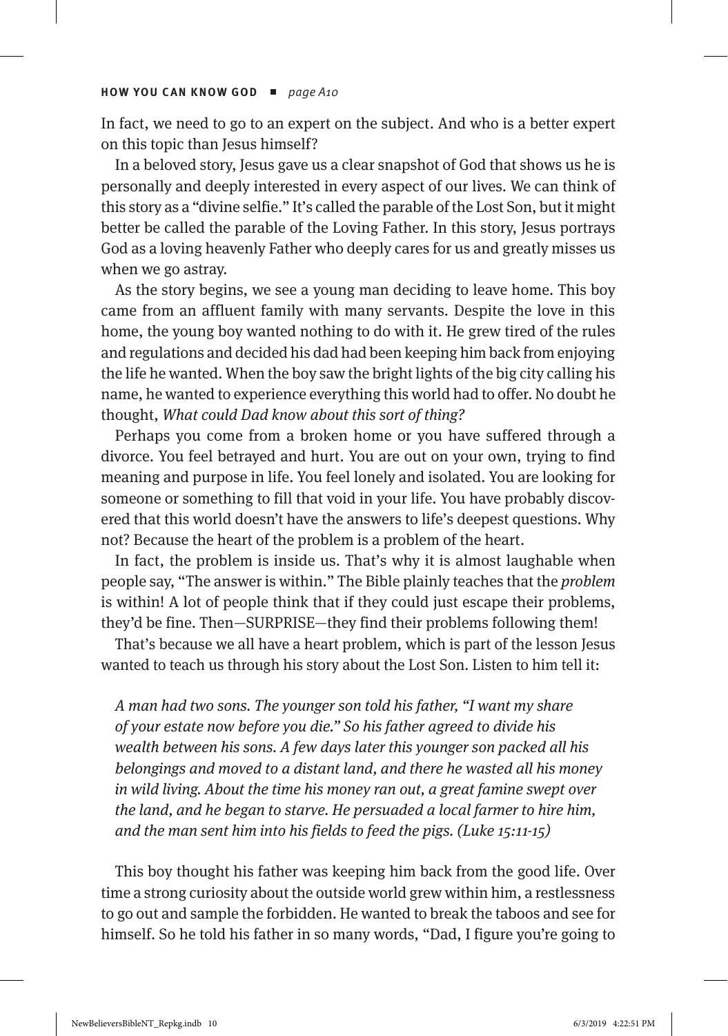In fact, we need to go to an expert on the subject. And who is a better expert on this topic than Jesus himself?

In a beloved story, Jesus gave us a clear snapshot of God that shows us he is personally and deeply interested in every aspect of our lives. We can think of this story as a "divine selfie." It's called the parable of the Lost Son, but it might better be called the parable of the Loving Father. In this story, Jesus portrays God as a loving heavenly Father who deeply cares for us and greatly misses us when we go astray.

As the story begins, we see a young man deciding to leave home. This boy came from an affluent family with many servants. Despite the love in this home, the young boy wanted nothing to do with it. He grew tired of the rules and regulations and decided his dad had been keeping him back from enjoying the life he wanted. When the boy saw the bright lights of the big city calling his name, he wanted to experience everything this world had to offer. No doubt he thought, *What could Dad know about this sort of thing?*

Perhaps you come from a broken home or you have suffered through a divorce. You feel betrayed and hurt. You are out on your own, trying to find meaning and purpose in life. You feel lonely and isolated. You are looking for someone or something to fill that void in your life. You have probably discovered that this world doesn't have the answers to life's deepest questions. Why not? Because the heart of the problem is a problem of the heart.

In fact, the problem is inside us. That's why it is almost laughable when people say, "The answer is within." The Bible plainly teaches that the *problem* is within! A lot of people think that if they could just escape their problems, they'd be fine. Then—SURPRISE—they find their problems following them!

That's because we all have a heart problem, which is part of the lesson Jesus wanted to teach us through his story about the Lost Son. Listen to him tell it:

> *A man had two sons. The younger son told his father, "I want my share of your estate now before you die." So his father agreed to divide his wealth between his sons. A few days later this younger son packed all his belongings and moved to a distant land, and there he wasted all his money in wild living. About the time his money ran out, a great famine swept over the land, and he began to starve. He persuaded a local farmer to hire him, and the man sent him into his fields to feed the pigs. (Luke 15:11-15)*

This boy thought his father was keeping him back from the good life. Over time a strong curiosity about the outside world grew within him, a restlessness to go out and sample the forbidden. He wanted to break the taboos and see for himself. So he told his father in so many words, "Dad, I figure you're going to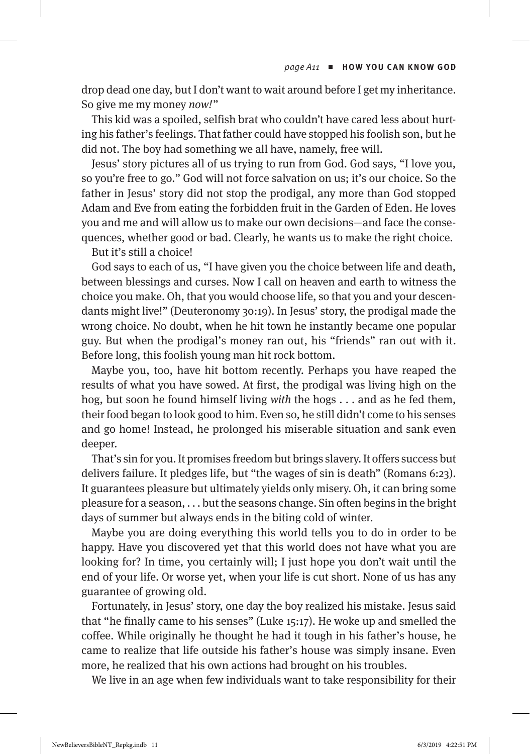drop dead one day, but I don't want to wait around before I get my inheritance. So give me my money *now!*"

This kid was a spoiled, selfish brat who couldn't have cared less about hurting his father's feelings. That father could have stopped his foolish son, but he did not. The boy had something we all have, namely, free will.

Jesus' story pictures all of us trying to run from God. God says, "I love you, so you're free to go." God will not force salvation on us; it's our choice. So the father in Jesus' story did not stop the prodigal, any more than God stopped Adam and Eve from eating the forbidden fruit in the Garden of Eden. He loves you and me and will allow us to make our own decisions—and face the consequences, whether good or bad. Clearly, he wants us to make the right choice.

But it's still a choice!

God says to each of us, "I have given you the choice between life and death, between blessings and curses. Now I call on heaven and earth to witness the choice you make. Oh, that you would choose life, so that you and your descendants might live!" (Deuteronomy 30:19). In Jesus' story, the prodigal made the wrong choice. No doubt, when he hit town he instantly became one popular guy. But when the prodigal's money ran out, his "friends" ran out with it. Before long, this foolish young man hit rock bottom.

Maybe you, too, have hit bottom recently. Perhaps you have reaped the results of what you have sowed. At first, the prodigal was living high on the hog, but soon he found himself living *with* the hogs . . . and as he fed them, their food began to look good to him. Even so, he still didn't come to his senses and go home! Instead, he prolonged his miserable situation and sank even deeper.

That's sin for you. It promises freedom but brings slavery. It offers success but delivers failure. It pledges life, but "the wages of sin is death" (Romans 6:23). It guarantees pleasure but ultimately yields only misery. Oh, it can bring some pleasure for a season, . . . but the seasons change. Sin often begins in the bright days of summer but always ends in the biting cold of winter.

Maybe you are doing everything this world tells you to do in order to be happy. Have you discovered yet that this world does not have what you are looking for? In time, you certainly will; I just hope you don't wait until the end of your life. Or worse yet, when your life is cut short. None of us has any guarantee of growing old.

Fortunately, in Jesus' story, one day the boy realized his mistake. Jesus said that "he finally came to his senses" (Luke 15:17). He woke up and smelled the coffee. While originally he thought he had it tough in his father's house, he came to realize that life outside his father's house was simply insane. Even more, he realized that his own actions had brought on his troubles.

We live in an age when few individuals want to take responsibility for their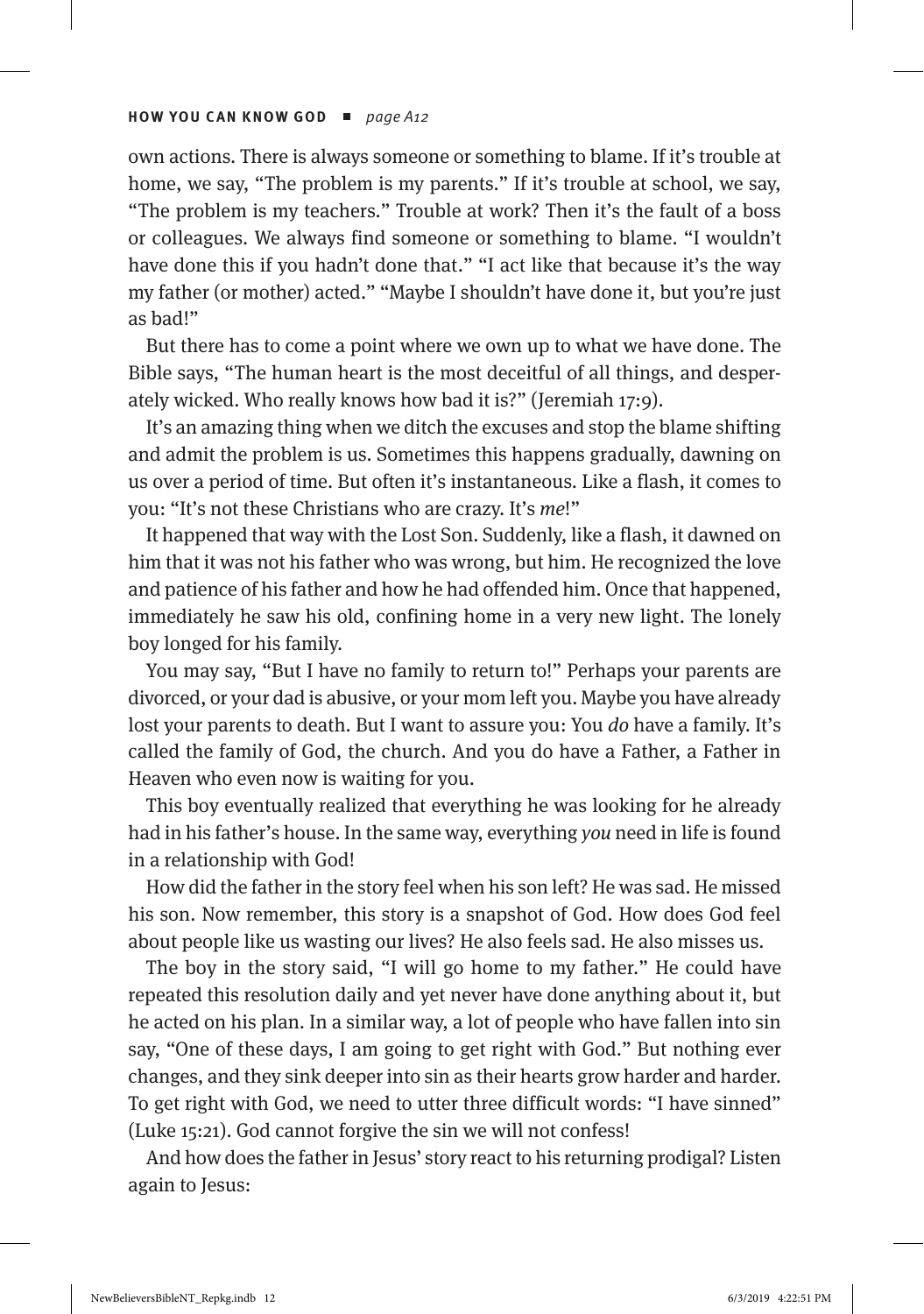own actions. There is always someone or something to blame. If it's trouble at home, we say, "The problem is my parents." If it's trouble at school, we say, "The problem is my teachers." Trouble at work? Then it's the fault of a boss or colleagues. We always find someone or something to blame. "I wouldn't have done this if you hadn't done that." "I act like that because it's the way my father (or mother) acted." "Maybe I shouldn't have done it, but you're just as bad!"

But there has to come a point where we own up to what we have done. The Bible says, "The human heart is the most deceitful of all things, and desperately wicked. Who really knows how bad it is?" (Jeremiah 17:9).

It's an amazing thing when we ditch the excuses and stop the blame shifting and admit the problem is us. Sometimes this happens gradually, dawning on us over a period of time. But often it's instantaneous. Like a flash, it comes to you: "It's not these Christians who are crazy. It's *me*!"

It happened that way with the Lost Son. Suddenly, like a flash, it dawned on him that it was not his father who was wrong, but him. He recognized the love and patience of his father and how he had offended him. Once that happened, immediately he saw his old, confining home in a very new light. The lonely boy longed for his family.

You may say, "But I have no family to return to!" Perhaps your parents are divorced, or your dad is abusive, or your mom left you. Maybe you have already lost your parents to death. But I want to assure you: You *do* have a family. It's called the family of God, the church. And you do have a Father, a Father in Heaven who even now is waiting for you.

This boy eventually realized that everything he was looking for he already had in his father's house. In the same way, everything *you* need in life is found in a relationship with God!

How did the father in the story feel when his son left? He was sad. He missed his son. Now remember, this story is a snapshot of God. How does God feel about people like us wasting our lives? He also feels sad. He also misses us.

The boy in the story said, "I will go home to my father." He could have repeated this resolution daily and yet never have done anything about it, but he acted on his plan. In a similar way, a lot of people who have fallen into sin say, "One of these days, I am going to get right with God." But nothing ever changes, and they sink deeper into sin as their hearts grow harder and harder. To get right with God, we need to utter three difficult words: "I have sinned" (Luke 15:21). God cannot forgive the sin we will not confess!

And how does the father in Jesus' story react to his returning prodigal? Listen again to Jesus: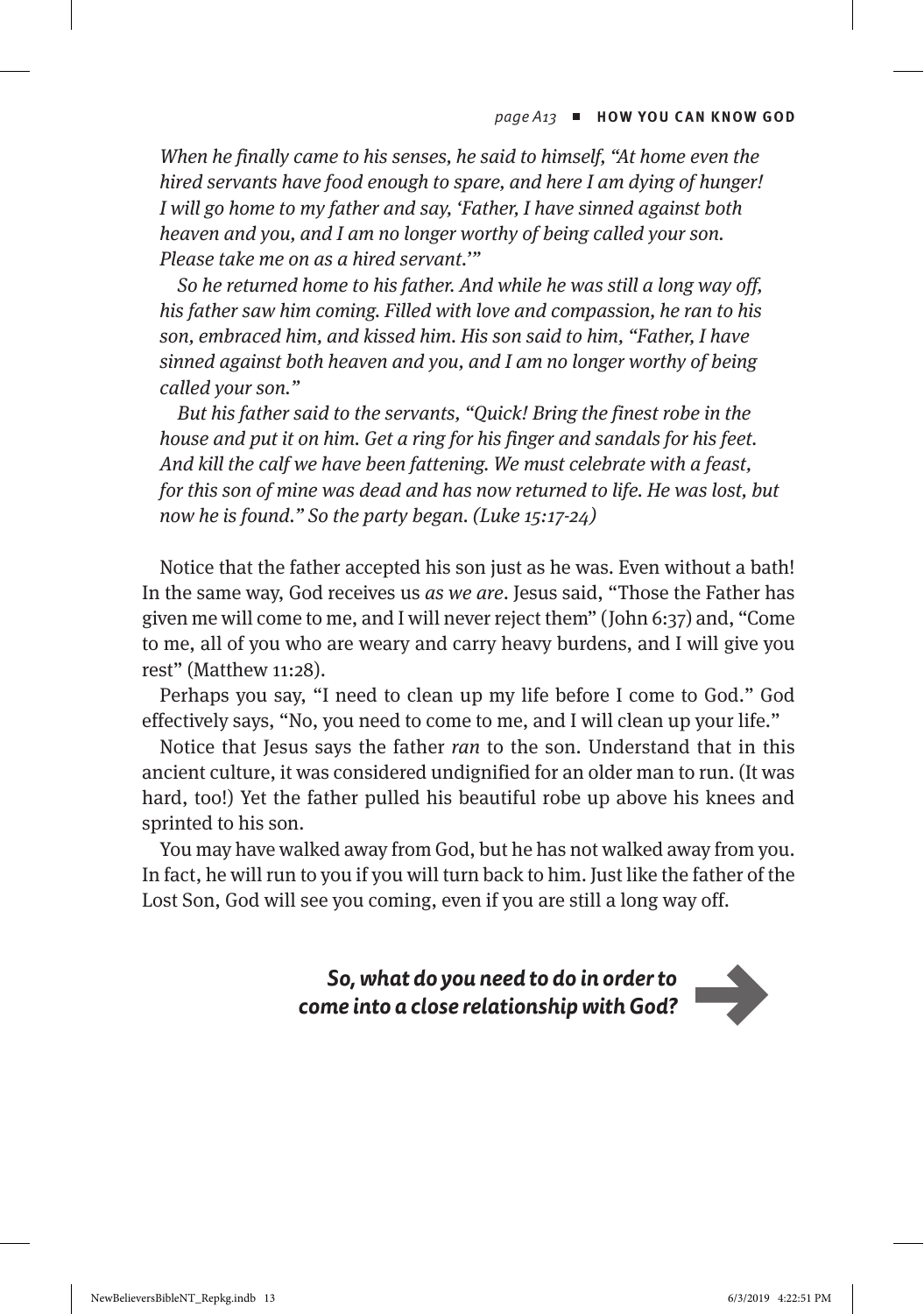*When he finally came to his senses, he said to himself, "At home even the hired servants have food enough to spare, and here I am dying of hunger! I will go home to my father and say, 'Father, I have sinned against both heaven and you, and I am no longer worthy of being called your son. Please take me on as a hired servant.'"*

*So he returned home to his father. And while he was still a long way off, his father saw him coming. Filled with love and compassion, he ran to his son, embraced him, and kissed him. His son said to him, "Father, I have sinned against both heaven and you, and I am no longer worthy of being called your son."*

*But his father said to the servants, "Quick! Bring the finest robe in the house and put it on him. Get a ring for his finger and sandals for his feet. And kill the calf we have been fattening. We must celebrate with a feast, for this son of mine was dead and has now returned to life. He was lost, but now he is found." So the party began. (Luke 15:17-24)*

Notice that the father accepted his son just as he was. Even without a bath! In the same way, God receives us *as we are*. Jesus said, "Those the Father has given me will come to me, and I will never reject them" (John 6:37) and, "Come to me, all of you who are weary and carry heavy burdens, and I will give you rest" (Matthew 11:28).

Perhaps you say, "I need to clean up my life before I come to God." God effectively says, "No, you need to come to me, and I will clean up your life."

Notice that Jesus says the father *ran* to the son. Understand that in this ancient culture, it was considered undignified for an older man to run. (It was hard, too!) Yet the father pulled his beautiful robe up above his knees and sprinted to his son.

You may have walked away from God, but he has not walked away from you. In fact, he will run to you if you will turn back to him. Just like the father of the Lost Son, God will see you coming, even if you are still a long way off.

***So, what do you need to do in order to come into a close relationship with God?*** ➔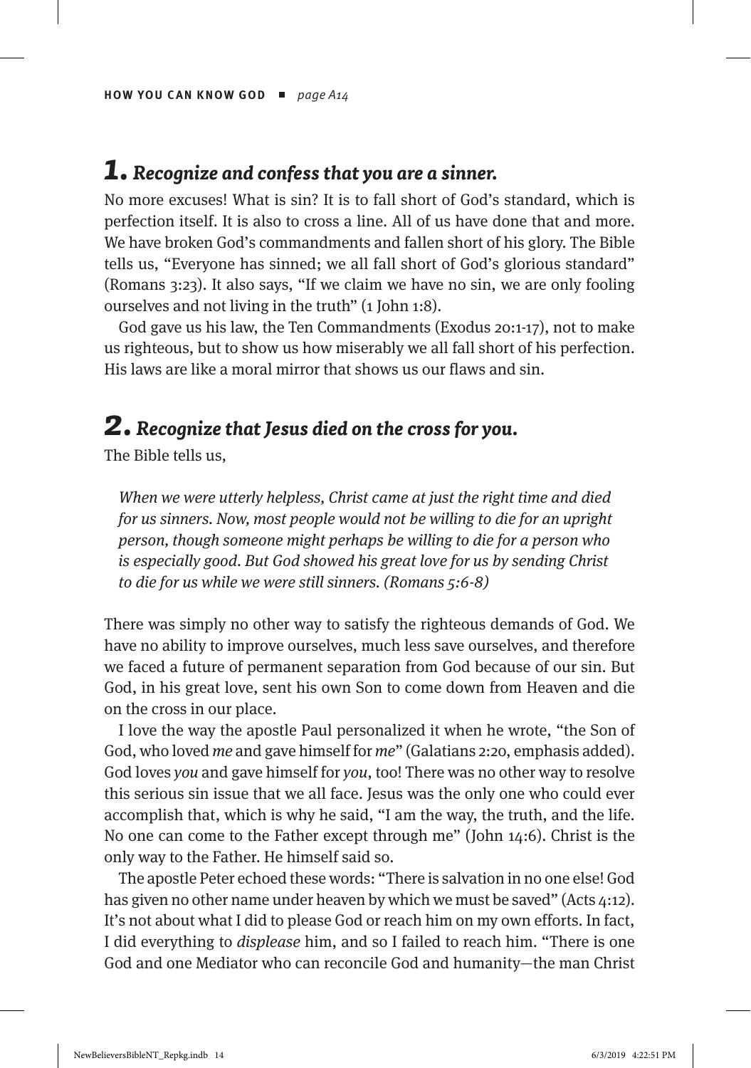## *1. Recognize and confess that you are a sinner.*

No more excuses! What is sin? It is to fall short of God's standard, which is perfection itself. It is also to cross a line. All of us have done that and more. We have broken God's commandments and fallen short of his glory. The Bible tells us, "Everyone has sinned; we all fall short of God's glorious standard" (Romans 3:23). It also says, "If we claim we have no sin, we are only fooling ourselves and not living in the truth" (1 John 1:8).

God gave us his law, the Ten Commandments (Exodus 20:1-17), not to make us righteous, but to show us how miserably we all fall short of his perfection. His laws are like a moral mirror that shows us our flaws and sin.

## *2. Recognize that Jesus died on the cross for you.*

The Bible tells us,

> *When we were utterly helpless, Christ came at just the right time and died for us sinners. Now, most people would not be willing to die for an upright person, though someone might perhaps be willing to die for a person who is especially good. But God showed his great love for us by sending Christ to die for us while we were still sinners. (Romans 5:6-8)*

There was simply no other way to satisfy the righteous demands of God. We have no ability to improve ourselves, much less save ourselves, and therefore we faced a future of permanent separation from God because of our sin. But God, in his great love, sent his own Son to come down from Heaven and die on the cross in our place.

I love the way the apostle Paul personalized it when he wrote, "the Son of God, who loved *me* and gave himself for *me*" (Galatians 2:20, emphasis added). God loves *you* and gave himself for *you*, too! There was no other way to resolve this serious sin issue that we all face. Jesus was the only one who could ever accomplish that, which is why he said, "I am the way, the truth, and the life. No one can come to the Father except through me" (John 14:6). Christ is the only way to the Father. He himself said so.

The apostle Peter echoed these words: "There is salvation in no one else! God has given no other name under heaven by which we must be saved" (Acts 4:12). It's not about what I did to please God or reach him on my own efforts. In fact, I did everything to *displease* him, and so I failed to reach him. "There is one God and one Mediator who can reconcile God and humanity—the man Christ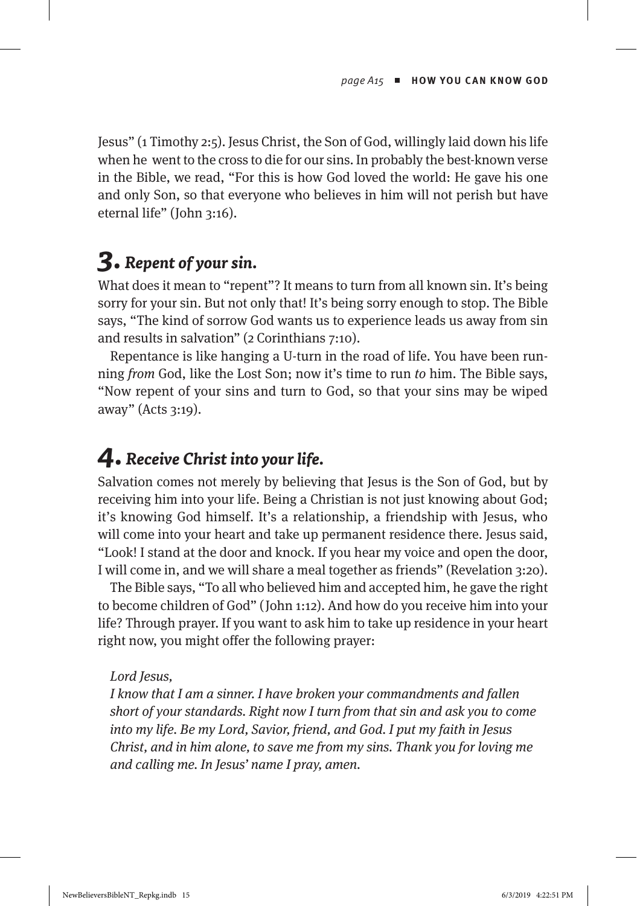Jesus" (1 Timothy 2:5). Jesus Christ, the Son of God, willingly laid down his life when he went to the cross to die for our sins. In probably the best-known verse in the Bible, we read, "For this is how God loved the world: He gave his one and only Son, so that everyone who believes in him will not perish but have eternal life" (John 3:16).

## 3. *Repent of your sin.*

What does it mean to "repent"? It means to turn from all known sin. It's being sorry for your sin. But not only that! It's being sorry enough to stop. The Bible says, "The kind of sorrow God wants us to experience leads us away from sin and results in salvation" (2 Corinthians 7:10).

Repentance is like hanging a U-turn in the road of life. You have been running *from* God, like the Lost Son; now it's time to run *to* him. The Bible says, "Now repent of your sins and turn to God, so that your sins may be wiped away" (Acts 3:19).

## 4. *Receive Christ into your life.*

Salvation comes not merely by believing that Jesus is the Son of God, but by receiving him into your life. Being a Christian is not just knowing about God; it's knowing God himself. It's a relationship, a friendship with Jesus, who will come into your heart and take up permanent residence there. Jesus said, "Look! I stand at the door and knock. If you hear my voice and open the door, I will come in, and we will share a meal together as friends" (Revelation 3:20).

The Bible says, "To all who believed him and accepted him, he gave the right to become children of God" (John 1:12). And how do you receive him into your life? Through prayer. If you want to ask him to take up residence in your heart right now, you might offer the following prayer:

*Lord Jesus,*
*I know that I am a sinner. I have broken your commandments and fallen short of your standards. Right now I turn from that sin and ask you to come into my life. Be my Lord, Savior, friend, and God. I put my faith in Jesus Christ, and in him alone, to save me from my sins. Thank you for loving me and calling me. In Jesus' name I pray, amen.*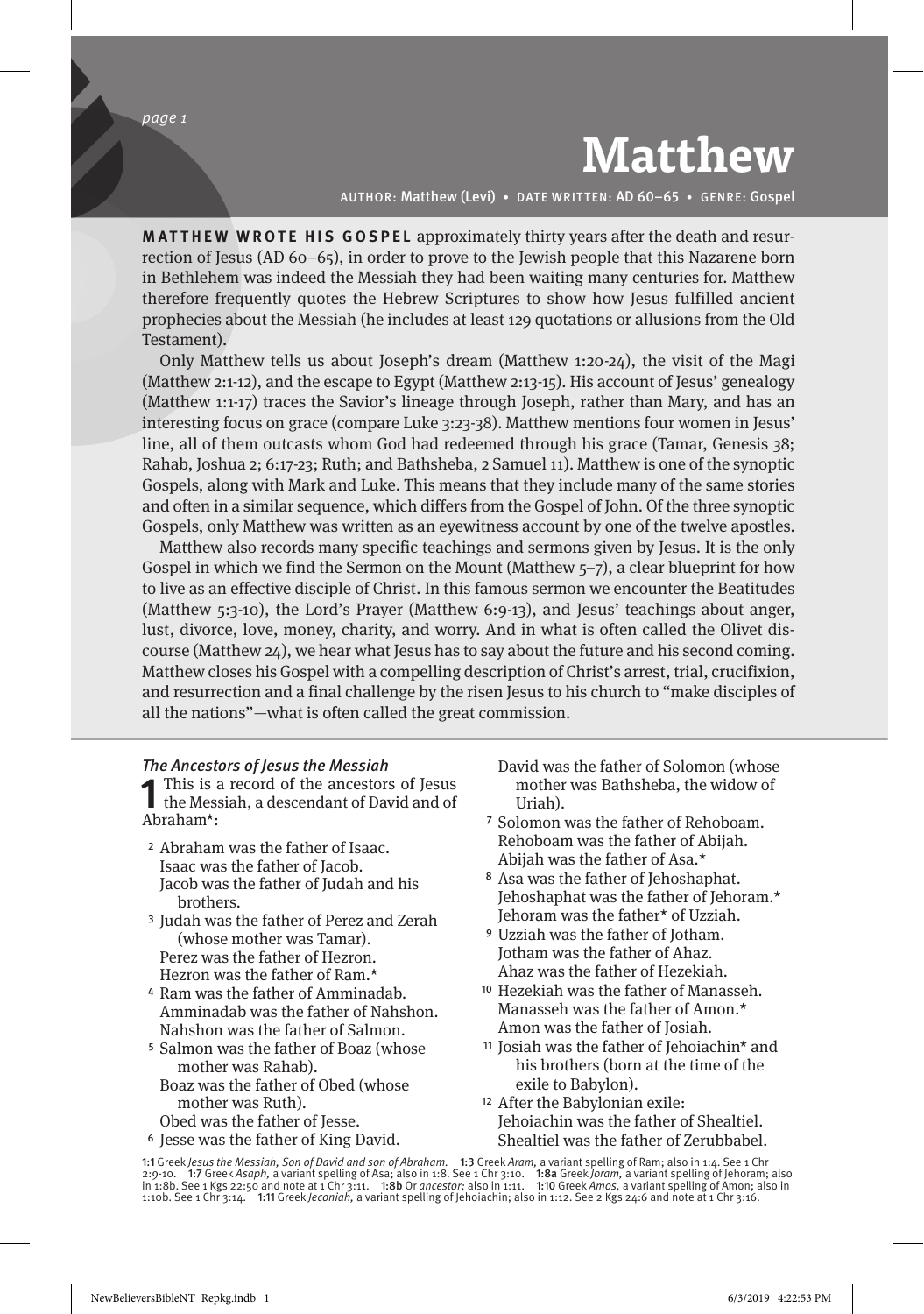# Matthew

AUTHOR: Matthew (Levi) • DATE WRITTEN: AD 60–65 • GENRE: Gospel

**MATTHEW WROTE HIS GOSPEL** approximately thirty years after the death and resurrection of Jesus (AD 60–65), in order to prove to the Jewish people that this Nazarene born in Bethlehem was indeed the Messiah they had been waiting many centuries for. Matthew therefore frequently quotes the Hebrew Scriptures to show how Jesus fulfilled ancient prophecies about the Messiah (he includes at least 129 quotations or allusions from the Old Testament).

Only Matthew tells us about Joseph's dream (Matthew 1:20-24), the visit of the Magi (Matthew 2:1-12), and the escape to Egypt (Matthew 2:13-15). His account of Jesus' genealogy (Matthew 1:1-17) traces the Savior's lineage through Joseph, rather than Mary, and has an interesting focus on grace (compare Luke 3:23-38). Matthew mentions four women in Jesus' line, all of them outcasts whom God had redeemed through his grace (Tamar, Genesis 38; Rahab, Joshua 2; 6:17-23; Ruth; and Bathsheba, 2 Samuel 11). Matthew is one of the synoptic Gospels, along with Mark and Luke. This means that they include many of the same stories and often in a similar sequence, which differs from the Gospel of John. Of the three synoptic Gospels, only Matthew was written as an eyewitness account by one of the twelve apostles.

Matthew also records many specific teachings and sermons given by Jesus. It is the only Gospel in which we find the Sermon on the Mount (Matthew 5–7), a clear blueprint for how to live as an effective disciple of Christ. In this famous sermon we encounter the Beatitudes (Matthew 5:3-10), the Lord's Prayer (Matthew 6:9-13), and Jesus' teachings about anger, lust, divorce, love, money, charity, and worry. And in what is often called the Olivet discourse (Matthew 24), we hear what Jesus has to say about the future and his second coming. Matthew closes his Gospel with a compelling description of Christ's arrest, trial, crucifixion, and resurrection and a final challenge by the risen Jesus to his church to "make disciples of all the nations"—what is often called the great commission.

### *The Ancestors of Jesus the Messiah*

**1** This is a record of the ancestors of Jesus the Messiah, a descendant of David and of Abraham*:

[2] Abraham was the father of Isaac.
Isaac was the father of Jacob.
Jacob was the father of Judah and his brothers.

[3] Judah was the father of Perez and Zerah (whose mother was Tamar).
Perez was the father of Hezron.
Hezron was the father of Ram.*

[4] Ram was the father of Amminadab.
Amminadab was the father of Nahshon.
Nahshon was the father of Salmon.

[5] Salmon was the father of Boaz (whose mother was Rahab).
Boaz was the father of Obed (whose mother was Ruth).
Obed was the father of Jesse.

[6] Jesse was the father of King David.
David was the father of Solomon (whose mother was Bathsheba, the widow of Uriah).

[7] Solomon was the father of Rehoboam.
Rehoboam was the father of Abijah.
Abijah was the father of Asa.*

[8] Asa was the father of Jehoshaphat.
Jehoshaphat was the father of Jehoram.*
Jehoram was the father* of Uzziah.

[9] Uzziah was the father of Jotham.
Jotham was the father of Ahaz.
Ahaz was the father of Hezekiah.

[10] Hezekiah was the father of Manasseh.
Manasseh was the father of Amon.*
Amon was the father of Josiah.

[11] Josiah was the father of Jehoiachin* and his brothers (born at the time of the exile to Babylon).

[12] After the Babylonian exile:
Jehoiachin was the father of Shealtiel.
Shealtiel was the father of Zerubbabel.

---

**1:1** Greek *Jesus the Messiah, Son of David and son of Abraham.* **1:3** Greek *Aram,* a variant spelling of Ram; also in 1:4. See 1 Chr 2:9-10. **1:7** Greek *Asaph,* a variant spelling of Asa; also in 1:8. See 1 Chr 3:10. **1:8a** Greek *Joram,* a variant spelling of Jehoram; also in 1:8b. See 1 Kgs 22:50 and note at 1 Chr 3:11. **1:8b** Or *ancestor;* also in 1:11. **1:10** Greek *Amos,* a variant spelling of Amon; also in 1:10b. See 1 Chr 3:14. **1:11** Greek *Jeconiah,* a variant spelling of Jehoiachin; also in 1:12. See 2 Kgs 24:6 and note at 1 Chr 3:16.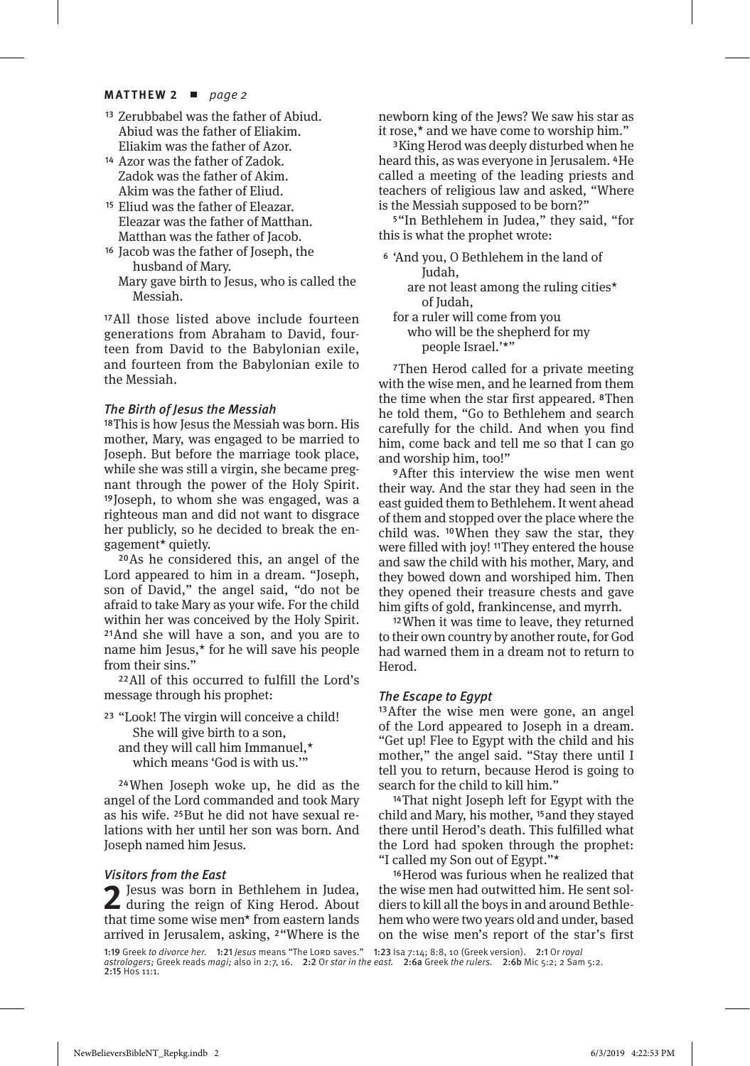[13] Zerubbabel was the father of Abiud.
Abiud was the father of Eliakim.
Eliakim was the father of Azor.

[14] Azor was the father of Zadok.
Zadok was the father of Akim.
Akim was the father of Eliud.

[15] Eliud was the father of Eleazar.
Eleazar was the father of Matthan.
Matthan was the father of Jacob.

[16] Jacob was the father of Joseph, the husband of Mary.
Mary gave birth to Jesus, who is called the Messiah.

[17] All those listed above include fourteen generations from Abraham to David, fourteen from David to the Babylonian exile, and fourteen from the Babylonian exile to the Messiah.

### *The Birth of Jesus the Messiah*

[18] This is how Jesus the Messiah was born. His mother, Mary, was engaged to be married to Joseph. But before the marriage took place, while she was still a virgin, she became pregnant through the power of the Holy Spirit. [19] Joseph, to whom she was engaged, was a righteous man and did not want to disgrace her publicly, so he decided to break the engagement* quietly.

[20] As he considered this, an angel of the Lord appeared to him in a dream. "Joseph, son of David," the angel said, "do not be afraid to take Mary as your wife. For the child within her was conceived by the Holy Spirit. [21] And she will have a son, and you are to name him Jesus,* for he will save his people from their sins."

[22] All of this occurred to fulfill the Lord's message through his prophet:

[23] "Look! The virgin will conceive a child!
She will give birth to a son,
and they will call him Immanuel,*
which means 'God is with us.'"

[24] When Joseph woke up, he did as the angel of the Lord commanded and took Mary as his wife. [25] But he did not have sexual relations with her until her son was born. And Joseph named him Jesus.

### *Visitors from the East*

**2** Jesus was born in Bethlehem in Judea, during the reign of King Herod. About that time some wise men* from eastern lands arrived in Jerusalem, asking, [2] "Where is the newborn king of the Jews? We saw his star as it rose,* and we have come to worship him."

[3] King Herod was deeply disturbed when he heard this, as was everyone in Jerusalem. [4] He called a meeting of the leading priests and teachers of religious law and asked, "Where is the Messiah supposed to be born?"

[5] "In Bethlehem in Judea," they said, "for this is what the prophet wrote:

[6] 'And you, O Bethlehem in the land of Judah,
are not least among the ruling cities* of Judah,
for a ruler will come from you
who will be the shepherd for my people Israel.'*"

[7] Then Herod called for a private meeting with the wise men, and he learned from them the time when the star first appeared. [8] Then he told them, "Go to Bethlehem and search carefully for the child. And when you find him, come back and tell me so that I can go and worship him, too!"

[9] After this interview the wise men went their way. And the star they had seen in the east guided them to Bethlehem. It went ahead of them and stopped over the place where the child was. [10] When they saw the star, they were filled with joy! [11] They entered the house and saw the child with his mother, Mary, and they bowed down and worshiped him. Then they opened their treasure chests and gave him gifts of gold, frankincense, and myrrh.

[12] When it was time to leave, they returned to their own country by another route, for God had warned them in a dream not to return to Herod.

### *The Escape to Egypt*

[13] After the wise men were gone, an angel of the Lord appeared to Joseph in a dream. "Get up! Flee to Egypt with the child and his mother," the angel said. "Stay there until I tell you to return, because Herod is going to search for the child to kill him."

[14] That night Joseph left for Egypt with the child and Mary, his mother, [15] and they stayed there until Herod's death. This fulfilled what the Lord had spoken through the prophet: "I called my Son out of Egypt."*

[16] Herod was furious when he realized that the wise men had outwitted him. He sent soldiers to kill all the boys in and around Bethlehem who were two years old and under, based on the wise men's report of the star's first

1:19 Greek *to divorce her.* 1:21 *Jesus* means "The LORD saves." 1:23 Isa 7:14; 8:8, 10 (Greek version). 2:1 Or *royal astrologers;* Greek reads *magi;* also in 2:7, 16. 2:2 Or *star in the east.* 2:6a Greek *the rulers.* 2:6b Mic 5:2; 2 Sam 5:2. 2:15 Hos 11:1.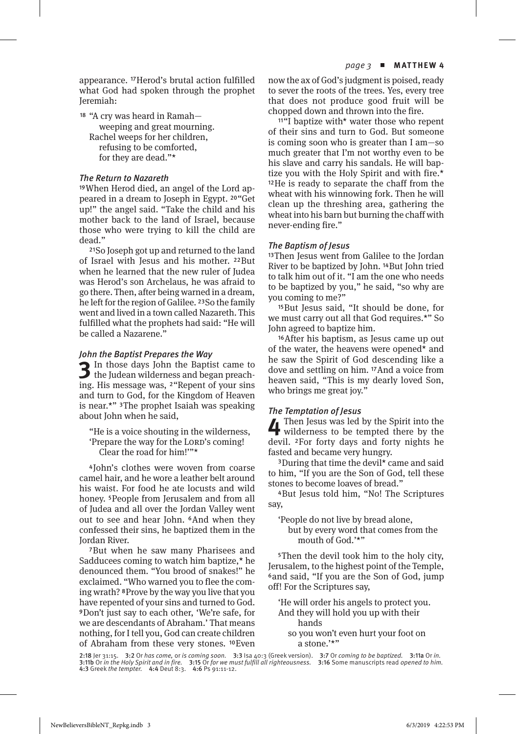appearance. [17]Herod's brutal action fulfilled what God had spoken through the prophet Jeremiah:

[18] "A cry was heard in Ramah—
weeping and great mourning.
Rachel weeps for her children,
refusing to be comforted,
for they are dead."*

### *The Return to Nazareth*

[19]When Herod died, an angel of the Lord appeared in a dream to Joseph in Egypt. [20]"Get up!" the angel said. "Take the child and his mother back to the land of Israel, because those who were trying to kill the child are dead."

[21]So Joseph got up and returned to the land of Israel with Jesus and his mother. [22]But when he learned that the new ruler of Judea was Herod's son Archelaus, he was afraid to go there. Then, after being warned in a dream, he left for the region of Galilee. [23]So the family went and lived in a town called Nazareth. This fulfilled what the prophets had said: "He will be called a Nazarene."

### *John the Baptist Prepares the Way*

**3** In those days John the Baptist came to the Judean wilderness and began preaching. His message was, [2]"Repent of your sins and turn to God, for the Kingdom of Heaven is near.*" [3]The prophet Isaiah was speaking about John when he said,

"He is a voice shouting in the wilderness,
'Prepare the way for the LORD's coming!
Clear the road for him!'"*

[4]John's clothes were woven from coarse camel hair, and he wore a leather belt around his waist. For food he ate locusts and wild honey. [5]People from Jerusalem and from all of Judea and all over the Jordan Valley went out to see and hear John. [6]And when they confessed their sins, he baptized them in the Jordan River.

[7]But when he saw many Pharisees and Sadducees coming to watch him baptize,* he denounced them. "You brood of snakes!" he exclaimed. "Who warned you to flee the coming wrath? [8]Prove by the way you live that you have repented of your sins and turned to God. [9]Don't just say to each other, 'We're safe, for we are descendants of Abraham.' That means nothing, for I tell you, God can create children of Abraham from these very stones. [10]Even now the ax of God's judgment is poised, ready to sever the roots of the trees. Yes, every tree that does not produce good fruit will be chopped down and thrown into the fire.

[11]"I baptize with* water those who repent of their sins and turn to God. But someone is coming soon who is greater than I am—so much greater that I'm not worthy even to be his slave and carry his sandals. He will baptize you with the Holy Spirit and with fire.* [12]He is ready to separate the chaff from the wheat with his winnowing fork. Then he will clean up the threshing area, gathering the wheat into his barn but burning the chaff with never-ending fire."

### *The Baptism of Jesus*

[13]Then Jesus went from Galilee to the Jordan River to be baptized by John. [14]But John tried to talk him out of it. "I am the one who needs to be baptized by you," he said, "so why are you coming to me?"

[15]But Jesus said, "It should be done, for we must carry out all that God requires.*" So John agreed to baptize him.

[16]After his baptism, as Jesus came up out of the water, the heavens were opened* and he saw the Spirit of God descending like a dove and settling on him. [17]And a voice from heaven said, "This is my dearly loved Son, who brings me great joy."

### *The Temptation of Jesus*

**4** Then Jesus was led by the Spirit into the wilderness to be tempted there by the devil. [2]For forty days and forty nights he fasted and became very hungry.

[3]During that time the devil* came and said to him, "If you are the Son of God, tell these stones to become loaves of bread."

[4]But Jesus told him, "No! The Scriptures say,

'People do not live by bread alone,
but by every word that comes from the mouth of God.'*"

[5]Then the devil took him to the holy city, Jerusalem, to the highest point of the Temple, [6]and said, "If you are the Son of God, jump off! For the Scriptures say,

'He will order his angels to protect you.
And they will hold you up with their hands
so you won't even hurt your foot on a stone.'*"

**2:18** Jer 31:15. **3:2** Or *has come,* or *is coming soon.* **3:3** Isa 40:3 (Greek version). **3:7** Or *coming to be baptized.* **3:11a** Or *in.* **3:11b** Or *in the Holy Spirit and in fire.* **3:15** Or *for we must fulfill all righteousness.* **3:16** Some manuscripts read *opened to him.* **4:3** Greek *the tempter.* **4:4** Deut 8:3. **4:6** Ps 91:11-12.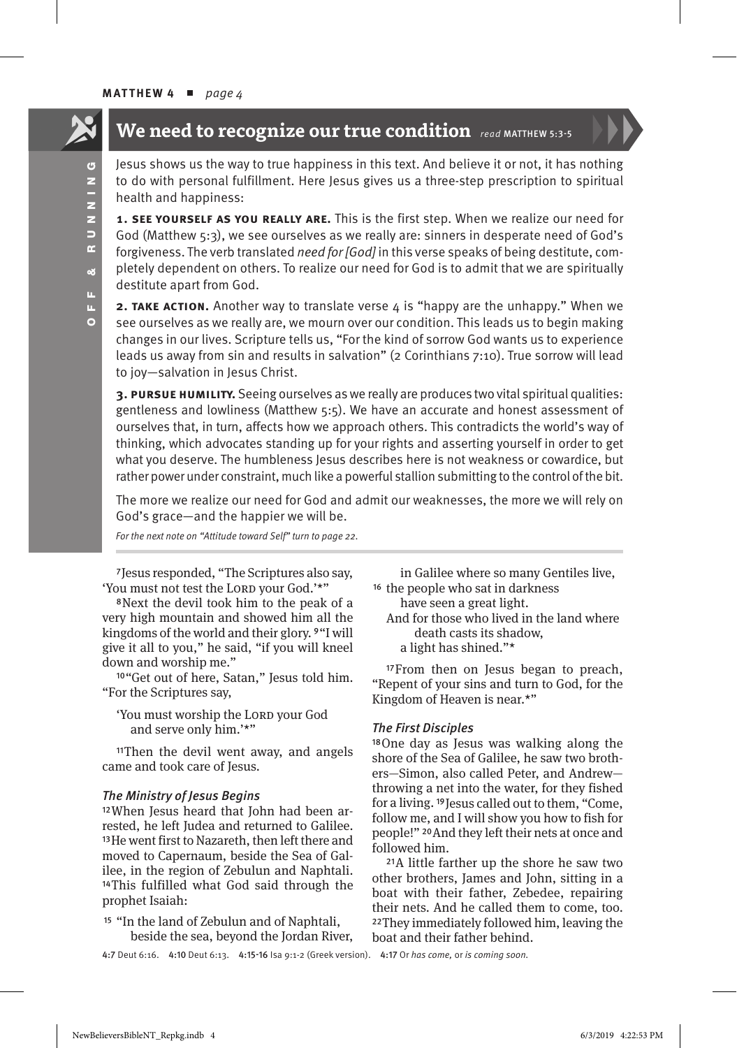## We need to recognize our true condition *read* MATTHEW 5:3-5

Jesus shows us the way to true happiness in this text. And believe it or not, it has nothing to do with personal fulfillment. Here Jesus gives us a three-step prescription to spiritual health and happiness:

**1. SEE YOURSELF AS YOU REALLY ARE.** This is the first step. When we realize our need for God (Matthew 5:3), we see ourselves as we really are: sinners in desperate need of God's forgiveness. The verb translated *need for [God]* in this verse speaks of being destitute, completely dependent on others. To realize our need for God is to admit that we are spiritually destitute apart from God.

**2. TAKE ACTION.** Another way to translate verse 4 is "happy are the unhappy." When we see ourselves as we really are, we mourn over our condition. This leads us to begin making changes in our lives. Scripture tells us, "For the kind of sorrow God wants us to experience leads us away from sin and results in salvation" (2 Corinthians 7:10). True sorrow will lead to joy—salvation in Jesus Christ.

**3. PURSUE HUMILITY.** Seeing ourselves as we really are produces two vital spiritual qualities: gentleness and lowliness (Matthew 5:5). We have an accurate and honest assessment of ourselves that, in turn, affects how we approach others. This contradicts the world's way of thinking, which advocates standing up for your rights and asserting yourself in order to get what you deserve. The humbleness Jesus describes here is not weakness or cowardice, but rather power under constraint, much like a powerful stallion submitting to the control of the bit.

The more we realize our need for God and admit our weaknesses, the more we will rely on God's grace—and the happier we will be.

*For the next note on "Attitude toward Self" turn to page 22.*

---

[7]Jesus responded, "The Scriptures also say, 'You must not test the LORD your God.'*"

[8]Next the devil took him to the peak of a very high mountain and showed him all the kingdoms of the world and their glory. [9]"I will give it all to you," he said, "if you will kneel down and worship me."

[10]"Get out of here, Satan," Jesus told him. "For the Scriptures say,

'You must worship the LORD your God
and serve only him.'*"

[11]Then the devil went away, and angels came and took care of Jesus.

### *The Ministry of Jesus Begins*

[12]When Jesus heard that John had been arrested, he left Judea and returned to Galilee. [13]He went first to Nazareth, then left there and moved to Capernaum, beside the Sea of Galilee, in the region of Zebulun and Naphtali. [14]This fulfilled what God said through the prophet Isaiah:

[15] "In the land of Zebulun and of Naphtali,
beside the sea, beyond the Jordan River,
in Galilee where so many Gentiles live,
[16] the people who sat in darkness
have seen a great light.
And for those who lived in the land where
death casts its shadow,
a light has shined."*

[17]From then on Jesus began to preach, "Repent of your sins and turn to God, for the Kingdom of Heaven is near.*"

### *The First Disciples*

[18]One day as Jesus was walking along the shore of the Sea of Galilee, he saw two brothers—Simon, also called Peter, and Andrew—throwing a net into the water, for they fished for a living. [19]Jesus called out to them, "Come, follow me, and I will show you how to fish for people!" [20]And they left their nets at once and followed him.

[21]A little farther up the shore he saw two other brothers, James and John, sitting in a boat with their father, Zebedee, repairing their nets. And he called them to come, too. [22]They immediately followed him, leaving the boat and their father behind.

**4:7** Deut 6:16. **4:10** Deut 6:13. **4:15-16** Isa 9:1-2 (Greek version). **4:17** Or *has come,* or *is coming soon.*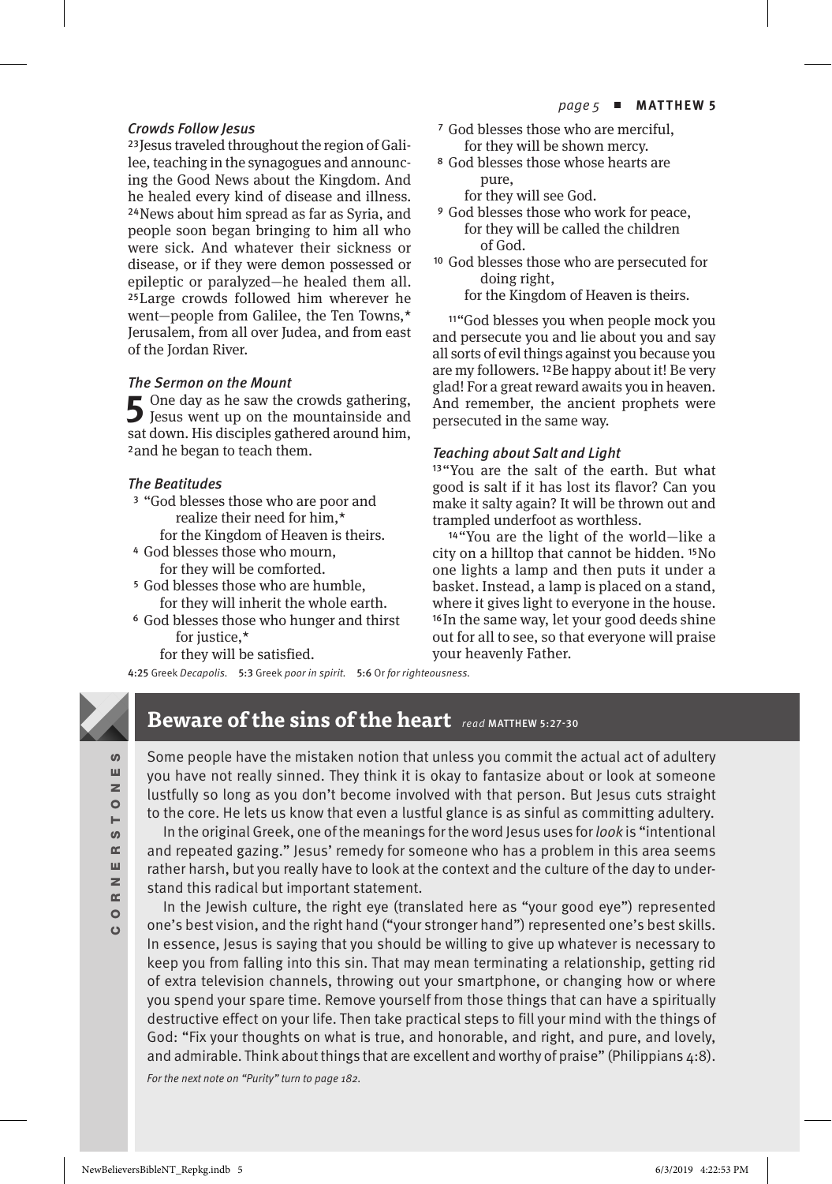### *Crowds Follow Jesus*

23 Jesus traveled throughout the region of Galilee, teaching in the synagogues and announcing the Good News about the Kingdom. And he healed every kind of disease and illness. 24 News about him spread as far as Syria, and people soon began bringing to him all who were sick. And whatever their sickness or disease, or if they were demon possessed or epileptic or paralyzed—he healed them all. 25 Large crowds followed him wherever he went—people from Galilee, the Ten Towns,* Jerusalem, from all over Judea, and from east of the Jordan River.

### *The Sermon on the Mount*

**5** One day as he saw the crowds gathering, Jesus went up on the mountainside and sat down. His disciples gathered around him, 2 and he began to teach them.

### *The Beatitudes*

3 "God blesses those who are poor and
 realize their need for him,*
 for the Kingdom of Heaven is theirs.
4 God blesses those who mourn,
 for they will be comforted.
5 God blesses those who are humble,
 for they will inherit the whole earth.
6 God blesses those who hunger and thirst
 for justice,*
 for they will be satisfied.
7 God blesses those who are merciful,
 for they will be shown mercy.
8 God blesses those whose hearts are
 pure,
 for they will see God.
9 God blesses those who work for peace,
 for they will be called the children
 of God.
10 God blesses those who are persecuted for
 doing right,
 for the Kingdom of Heaven is theirs.

11 "God blesses you when people mock you and persecute you and lie about you and say all sorts of evil things against you because you are my followers. 12 Be happy about it! Be very glad! For a great reward awaits you in heaven. And remember, the ancient prophets were persecuted in the same way.

### *Teaching about Salt and Light*

13 "You are the salt of the earth. But what good is salt if it has lost its flavor? Can you make it salty again? It will be thrown out and trampled underfoot as worthless.

14 "You are the light of the world—like a city on a hilltop that cannot be hidden. 15 No one lights a lamp and then puts it under a basket. Instead, a lamp is placed on a stand, where it gives light to everyone in the house. 16 In the same way, let your good deeds shine out for all to see, so that everyone will praise your heavenly Father.

**4:25** Greek *Decapolis.* **5:3** Greek *poor in spirit.* **5:6** Or *for righteousness.*

CORNERSTONES

## Beware of the sins of the heart *read* MATTHEW 5:27-30

Some people have the mistaken notion that unless you commit the actual act of adultery you have not really sinned. They think it is okay to fantasize about or look at someone lustfully so long as you don't become involved with that person. But Jesus cuts straight to the core. He lets us know that even a lustful glance is as sinful as committing adultery.

In the original Greek, one of the meanings for the word Jesus uses for *look* is "intentional and repeated gazing." Jesus' remedy for someone who has a problem in this area seems rather harsh, but you really have to look at the context and the culture of the day to understand this radical but important statement.

In the Jewish culture, the right eye (translated here as "your good eye") represented one's best vision, and the right hand ("your stronger hand") represented one's best skills. In essence, Jesus is saying that you should be willing to give up whatever is necessary to keep you from falling into this sin. That may mean terminating a relationship, getting rid of extra television channels, throwing out your smartphone, or changing how or where you spend your spare time. Remove yourself from those things that can have a spiritually destructive effect on your life. Then take practical steps to fill your mind with the things of God: "Fix your thoughts on what is true, and honorable, and right, and pure, and lovely, and admirable. Think about things that are excellent and worthy of praise" (Philippians 4:8).

*For the next note on "Purity" turn to page 182.*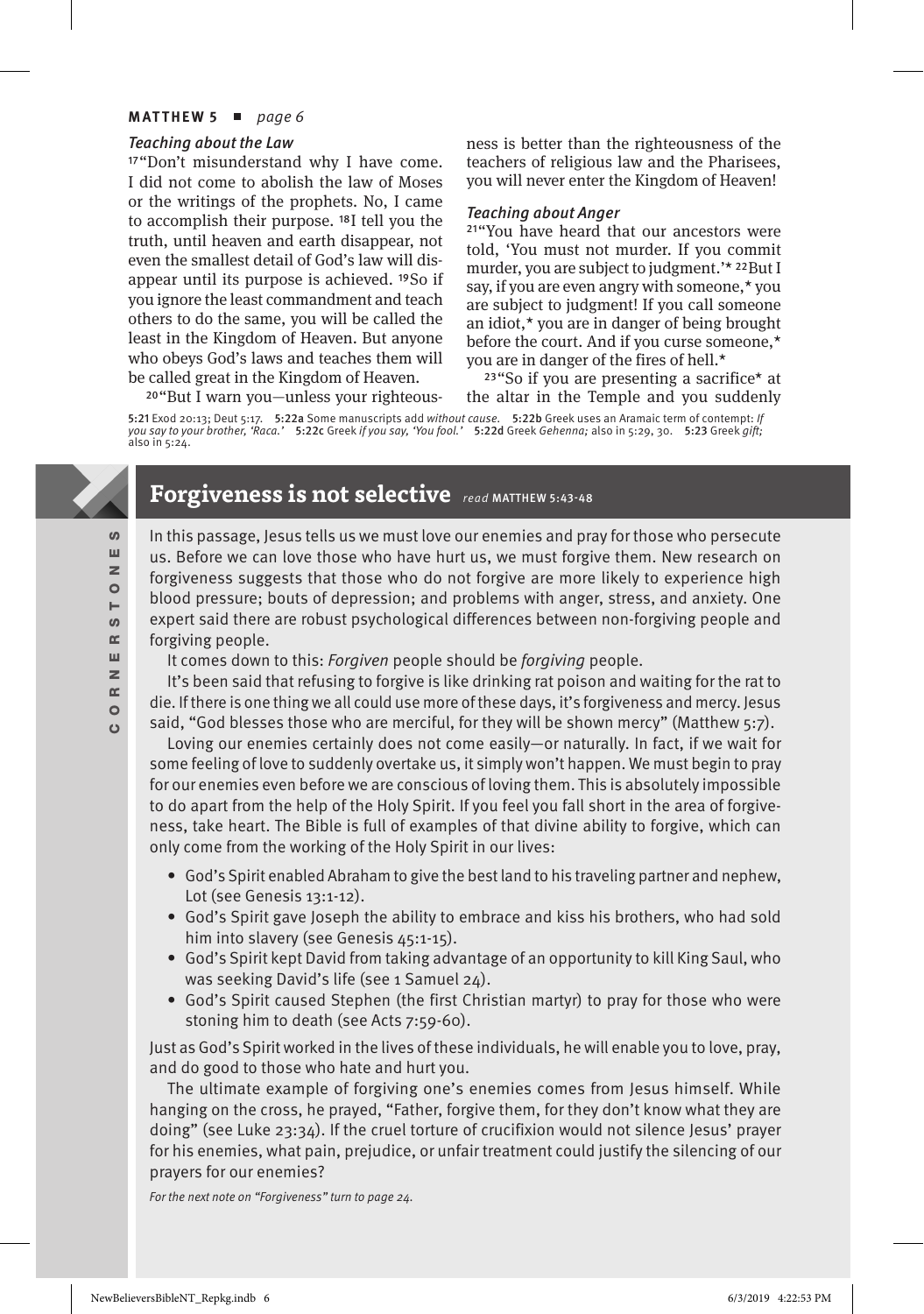### Teaching about the Law

[17]"Don't misunderstand why I have come. I did not come to abolish the law of Moses or the writings of the prophets. No, I came to accomplish their purpose. [18]I tell you the truth, until heaven and earth disappear, not even the smallest detail of God's law will disappear until its purpose is achieved. [19]So if you ignore the least commandment and teach others to do the same, you will be called the least in the Kingdom of Heaven. But anyone who obeys God's laws and teaches them will be called great in the Kingdom of Heaven.

[20]"But I warn you—unless your righteousness is better than the righteousness of the teachers of religious law and the Pharisees, you will never enter the Kingdom of Heaven!

### Teaching about Anger

[21]"You have heard that our ancestors were told, 'You must not murder. If you commit murder, you are subject to judgment.'* [22]But I say, if you are even angry with someone,* you are subject to judgment! If you call someone an idiot,* you are in danger of being brought before the court. And if you curse someone,* you are in danger of the fires of hell.*

[23]"So if you are presenting a sacrifice* at the altar in the Temple and you suddenly

5:21 Exod 20:13; Deut 5:17. 5:22a Some manuscripts add *without cause.* 5:22b Greek uses an Aramaic term of contempt: *If you say to your brother, 'Raca.'* 5:22c Greek *if you say, 'You fool.'* 5:22d Greek *Gehenna;* also in 5:29, 30. 5:23 Greek *gift;* also in 5:24.

CORNERSTONES

## Forgiveness is not selective *read* MATTHEW 5:43-48

In this passage, Jesus tells us we must love our enemies and pray for those who persecute us. Before we can love those who have hurt us, we must forgive them. New research on forgiveness suggests that those who do not forgive are more likely to experience high blood pressure; bouts of depression; and problems with anger, stress, and anxiety. One expert said there are robust psychological differences between non-forgiving people and forgiving people.

It comes down to this: *Forgiven* people should be *forgiving* people.

It's been said that refusing to forgive is like drinking rat poison and waiting for the rat to die. If there is one thing we all could use more of these days, it's forgiveness and mercy. Jesus said, "God blesses those who are merciful, for they will be shown mercy" (Matthew 5:7).

Loving our enemies certainly does not come easily—or naturally. In fact, if we wait for some feeling of love to suddenly overtake us, it simply won't happen. We must begin to pray for our enemies even before we are conscious of loving them. This is absolutely impossible to do apart from the help of the Holy Spirit. If you feel you fall short in the area of forgiveness, take heart. The Bible is full of examples of that divine ability to forgive, which can only come from the working of the Holy Spirit in our lives:

- God's Spirit enabled Abraham to give the best land to his traveling partner and nephew, Lot (see Genesis 13:1-12).
- God's Spirit gave Joseph the ability to embrace and kiss his brothers, who had sold him into slavery (see Genesis 45:1-15).
- God's Spirit kept David from taking advantage of an opportunity to kill King Saul, who was seeking David's life (see 1 Samuel 24).
- God's Spirit caused Stephen (the first Christian martyr) to pray for those who were stoning him to death (see Acts 7:59-60).

Just as God's Spirit worked in the lives of these individuals, he will enable you to love, pray, and do good to those who hate and hurt you.

The ultimate example of forgiving one's enemies comes from Jesus himself. While hanging on the cross, he prayed, "Father, forgive them, for they don't know what they are doing" (see Luke 23:34). If the cruel torture of crucifixion would not silence Jesus' prayer for his enemies, what pain, prejudice, or unfair treatment could justify the silencing of our prayers for our enemies?

*For the next note on "Forgiveness" turn to page 24.*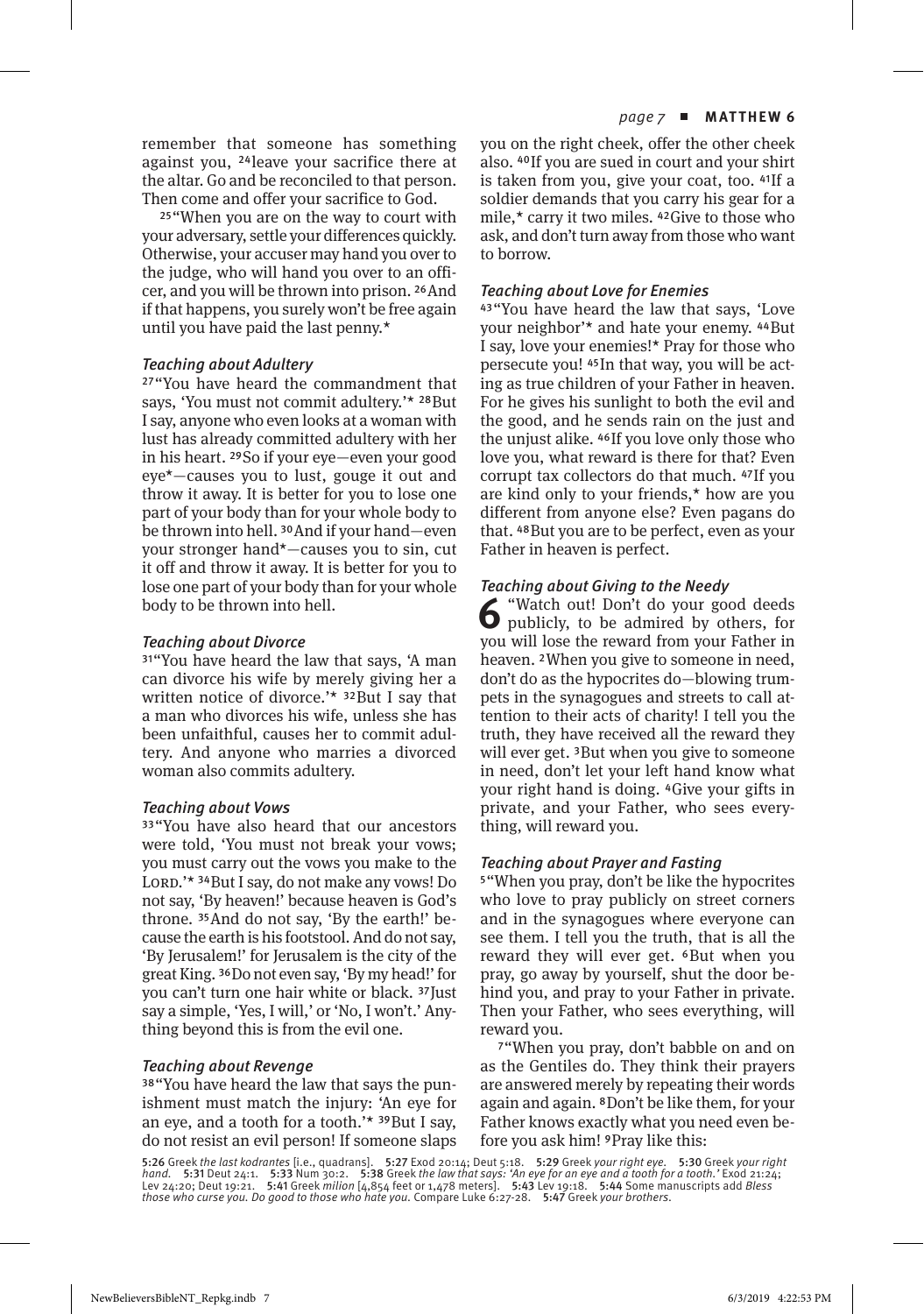remember that someone has something against you, [24]leave your sacrifice there at the altar. Go and be reconciled to that person. Then come and offer your sacrifice to God.

[25]"When you are on the way to court with your adversary, settle your differences quickly. Otherwise, your accuser may hand you over to the judge, who will hand you over to an officer, and you will be thrown into prison. [26]And if that happens, you surely won't be free again until you have paid the last penny.*

### *Teaching about Adultery*

[27]"You have heard the commandment that says, 'You must not commit adultery.'* [28]But I say, anyone who even looks at a woman with lust has already committed adultery with her in his heart. [29]So if your eye—even your good eye*—causes you to lust, gouge it out and throw it away. It is better for you to lose one part of your body than for your whole body to be thrown into hell. [30]And if your hand—even your stronger hand*—causes you to sin, cut it off and throw it away. It is better for you to lose one part of your body than for your whole body to be thrown into hell.

### *Teaching about Divorce*

[31]"You have heard the law that says, 'A man can divorce his wife by merely giving her a written notice of divorce.'* [32]But I say that a man who divorces his wife, unless she has been unfaithful, causes her to commit adultery. And anyone who marries a divorced woman also commits adultery.

### *Teaching about Vows*

[33]"You have also heard that our ancestors were told, 'You must not break your vows; you must carry out the vows you make to the LORD.'* [34]But I say, do not make any vows! Do not say, 'By heaven!' because heaven is God's throne. [35]And do not say, 'By the earth!' because the earth is his footstool. And do not say, 'By Jerusalem!' for Jerusalem is the city of the great King. [36]Do not even say, 'By my head!' for you can't turn one hair white or black. [37]Just say a simple, 'Yes, I will,' or 'No, I won't.' Anything beyond this is from the evil one.

### *Teaching about Revenge*

[38]"You have heard the law that says the punishment must match the injury: 'An eye for an eye, and a tooth for a tooth.'* [39]But I say, do not resist an evil person! If someone slaps you on the right cheek, offer the other cheek also. [40]If you are sued in court and your shirt is taken from you, give your coat, too. [41]If a soldier demands that you carry his gear for a mile,* carry it two miles. [42]Give to those who ask, and don't turn away from those who want to borrow.

### *Teaching about Love for Enemies*

[43]"You have heard the law that says, 'Love your neighbor'* and hate your enemy. [44]But I say, love your enemies!* Pray for those who persecute you! [45]In that way, you will be acting as true children of your Father in heaven. For he gives his sunlight to both the evil and the good, and he sends rain on the just and the unjust alike. [46]If you love only those who love you, what reward is there for that? Even corrupt tax collectors do that much. [47]If you are kind only to your friends,* how are you different from anyone else? Even pagans do that. [48]But you are to be perfect, even as your Father in heaven is perfect.

### *Teaching about Giving to the Needy*

**6** "Watch out! Don't do your good deeds publicly, to be admired by others, for you will lose the reward from your Father in heaven. [2]When you give to someone in need, don't do as the hypocrites do—blowing trumpets in the synagogues and streets to call attention to their acts of charity! I tell you the truth, they have received all the reward they will ever get. [3]But when you give to someone in need, don't let your left hand know what your right hand is doing. [4]Give your gifts in private, and your Father, who sees everything, will reward you.

### *Teaching about Prayer and Fasting*

[5]"When you pray, don't be like the hypocrites who love to pray publicly on street corners and in the synagogues where everyone can see them. I tell you the truth, that is all the reward they will ever get. [6]But when you pray, go away by yourself, shut the door behind you, and pray to your Father in private. Then your Father, who sees everything, will reward you.

[7]"When you pray, don't babble on and on as the Gentiles do. They think their prayers are answered merely by repeating their words again and again. [8]Don't be like them, for your Father knows exactly what you need even before you ask him! [9]Pray like this:

---

**5:26** Greek *the last kodrantes* [i.e., quadrans]. **5:27** Exod 20:14; Deut 5:18. **5:29** Greek *your right eye.* **5:30** Greek *your right hand.* **5:31** Deut 24:1. **5:33** Num 30:2. **5:38** Greek *the law that says: 'An eye for an eye and a tooth for a tooth.'* Exod 21:24; Lev 24:20; Deut 19:21. **5:41** Greek *milion* [4,854 feet or 1,478 meters]. **5:43** Lev 19:18. **5:44** Some manuscripts add *Bless those who curse you. Do good to those who hate you.* Compare Luke 6:27-28. **5:47** Greek *your brothers.*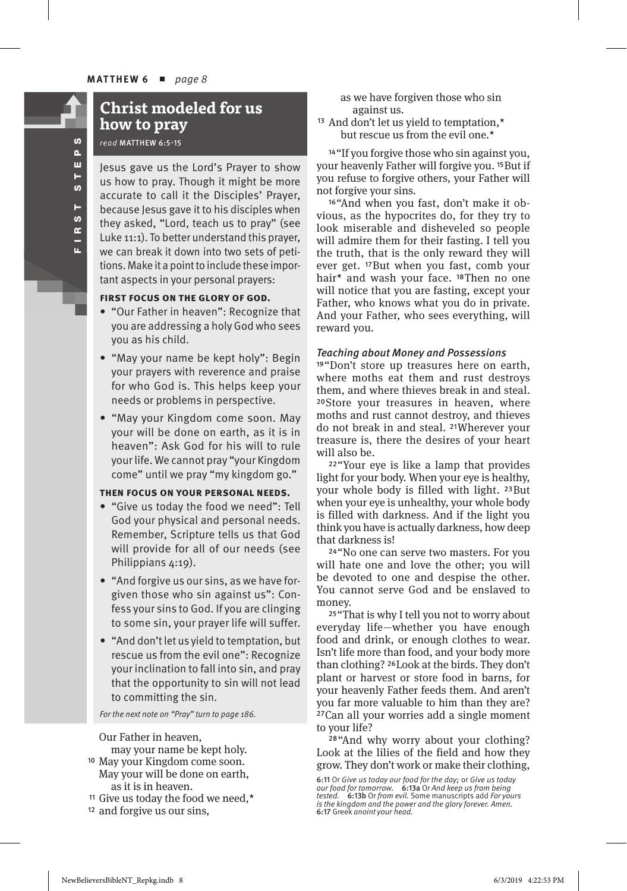## Christ modeled for us how to pray

*read* MATTHEW 6:5-15

Jesus gave us the Lord's Prayer to show us how to pray. Though it might be more accurate to call it the Disciples' Prayer, because Jesus gave it to his disciples when they asked, "Lord, teach us to pray" (see Luke 11:1). To better understand this prayer, we can break it down into two sets of petitions. Make it a point to include these important aspects in your personal prayers:

**FIRST FOCUS ON THE GLORY OF GOD.**

- "Our Father in heaven": Recognize that you are addressing a holy God who sees you as his child.
- "May your name be kept holy": Begin your prayers with reverence and praise for who God is. This helps keep your needs or problems in perspective.
- "May your Kingdom come soon. May your will be done on earth, as it is in heaven": Ask God for his will to rule your life. We cannot pray "your Kingdom come" until we pray "my kingdom go."

**THEN FOCUS ON YOUR PERSONAL NEEDS.**

- "Give us today the food we need": Tell God your physical and personal needs. Remember, Scripture tells us that God will provide for all of our needs (see Philippians 4:19).
- "And forgive us our sins, as we have forgiven those who sin against us": Confess your sins to God. If you are clinging to some sin, your prayer life will suffer.
- "And don't let us yield to temptation, but rescue us from the evil one": Recognize your inclination to fall into sin, and pray that the opportunity to sin will not lead to committing the sin.

*For the next note on "Pray" turn to page 186.*

Our Father in heaven,
may your name be kept holy.
[10] May your Kingdom come soon.
May your will be done on earth,
as it is in heaven.
[11] Give us today the food we need,*
[12] and forgive us our sins,
as we have forgiven those who sin
against us.
[13] And don't let us yield to temptation,*
but rescue us from the evil one.*

[14] "If you forgive those who sin against you, your heavenly Father will forgive you. [15] But if you refuse to forgive others, your Father will not forgive your sins.

[16] "And when you fast, don't make it obvious, as the hypocrites do, for they try to look miserable and disheveled so people will admire them for their fasting. I tell you the truth, that is the only reward they will ever get. [17] But when you fast, comb your hair* and wash your face. [18] Then no one will notice that you are fasting, except your Father, who knows what you do in private. And your Father, who sees everything, will reward you.

### *Teaching about Money and Possessions*

[19] "Don't store up treasures here on earth, where moths eat them and rust destroys them, and where thieves break in and steal. [20] Store your treasures in heaven, where moths and rust cannot destroy, and thieves do not break in and steal. [21] Wherever your treasure is, there the desires of your heart will also be.

[22] "Your eye is like a lamp that provides light for your body. When your eye is healthy, your whole body is filled with light. [23] But when your eye is unhealthy, your whole body is filled with darkness. And if the light you think you have is actually darkness, how deep that darkness is!

[24] "No one can serve two masters. For you will hate one and love the other; you will be devoted to one and despise the other. You cannot serve God and be enslaved to money.

[25] "That is why I tell you not to worry about everyday life—whether you have enough food and drink, or enough clothes to wear. Isn't life more than food, and your body more than clothing? [26] Look at the birds. They don't plant or harvest or store food in barns, for your heavenly Father feeds them. And aren't you far more valuable to him than they are? [27] Can all your worries add a single moment to your life?

[28] "And why worry about your clothing? Look at the lilies of the field and how they grow. They don't work or make their clothing,

**6:11** Or *Give us today our food for the day;* or *Give us today our food for tomorrow.* **6:13a** Or *And keep us from being tested.* **6:13b** Or *from evil.* Some manuscripts add *For yours is the kingdom and the power and the glory forever. Amen.* **6:17** Greek *anoint your head.*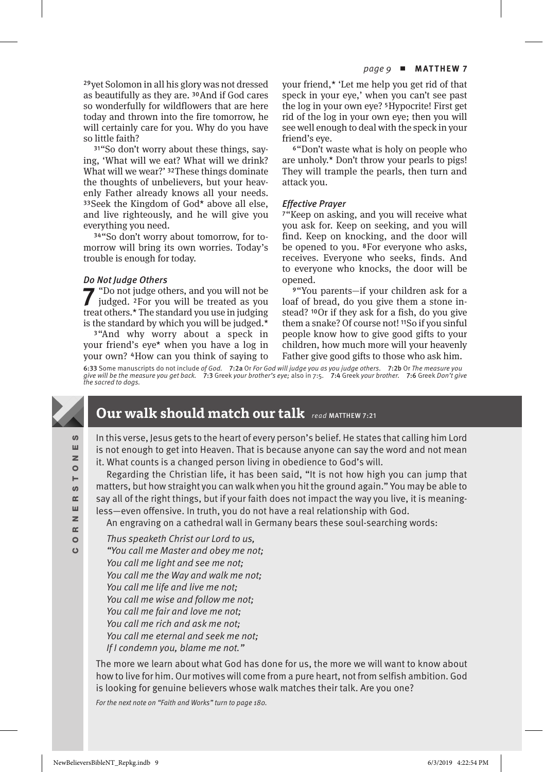[29]yet Solomon in all his glory was not dressed as beautifully as they are. [30]And if God cares so wonderfully for wildflowers that are here today and thrown into the fire tomorrow, he will certainly care for you. Why do you have so little faith?

[31]"So don't worry about these things, saying, 'What will we eat? What will we drink? What will we wear?' [32]These things dominate the thoughts of unbelievers, but your heavenly Father already knows all your needs. [33]Seek the Kingdom of God* above all else, and live righteously, and he will give you everything you need.

[34]"So don't worry about tomorrow, for tomorrow will bring its own worries. Today's trouble is enough for today.

### *Do Not Judge Others*

**7** "Do not judge others, and you will not be judged. [2]For you will be treated as you treat others.* The standard you use in judging is the standard by which you will be judged.*

[3]"And why worry about a speck in your friend's eye* when you have a log in your own? [4]How can you think of saying to your friend,* 'Let me help you get rid of that speck in your eye,' when you can't see past the log in your own eye? [5]Hypocrite! First get rid of the log in your own eye; then you will see well enough to deal with the speck in your friend's eye.

[6]"Don't waste what is holy on people who are unholy.* Don't throw your pearls to pigs! They will trample the pearls, then turn and attack you.

### *Effective Prayer*

[7]"Keep on asking, and you will receive what you ask for. Keep on seeking, and you will find. Keep on knocking, and the door will be opened to you. [8]For everyone who asks, receives. Everyone who seeks, finds. And to everyone who knocks, the door will be opened.

[9]"You parents—if your children ask for a loaf of bread, do you give them a stone instead? [10]Or if they ask for a fish, do you give them a snake? Of course not! [11]So if you sinful people know how to give good gifts to your children, how much more will your heavenly Father give good gifts to those who ask him.

**6:33** Some manuscripts do not include *of God.* **7:2a** Or *For God will judge you as you judge others.* **7:2b** Or *The measure you give will be the measure you get back.* **7:3** Greek *your brother's eye;* also in 7:5. **7:4** Greek *your brother.* **7:6** Greek *Don't give the sacred to dogs.*

CORNERSTONES

## Our walk should match our talk *read* MATTHEW 7:21

In this verse, Jesus gets to the heart of every person's belief. He states that calling him Lord is not enough to get into Heaven. That is because anyone can say the word and not mean it. What counts is a changed person living in obedience to God's will.

Regarding the Christian life, it has been said, "It is not how high you can jump that matters, but how straight you can walk when you hit the ground again." You may be able to say all of the right things, but if your faith does not impact the way you live, it is meaningless—even offensive. In truth, you do not have a real relationship with God.

An engraving on a cathedral wall in Germany bears these soul-searching words:

*Thus speaketh Christ our Lord to us,*
*"You call me Master and obey me not;*
*You call me light and see me not;*
*You call me the Way and walk me not;*
*You call me life and live me not;*
*You call me wise and follow me not;*
*You call me fair and love me not;*
*You call me rich and ask me not;*
*You call me eternal and seek me not;*
*If I condemn you, blame me not."*

The more we learn about what God has done for us, the more we will want to know about how to live for him. Our motives will come from a pure heart, not from selfish ambition. God is looking for genuine believers whose walk matches their talk. Are you one?

*For the next note on "Faith and Works" turn to page 180.*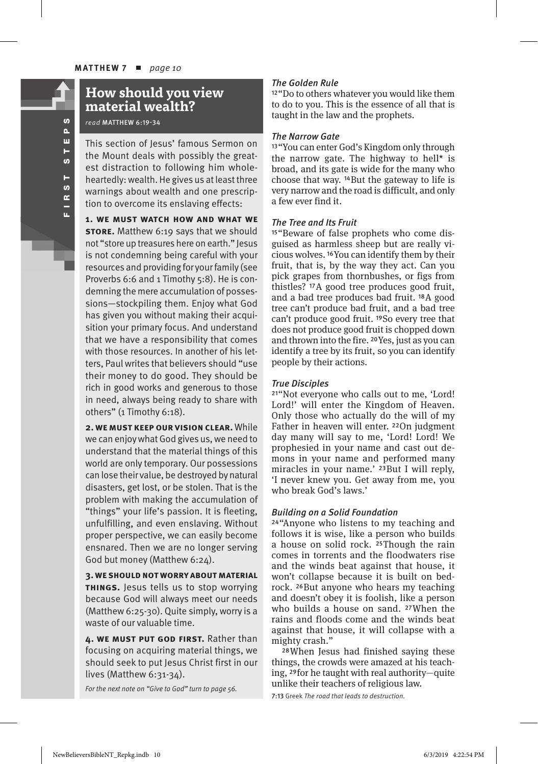## How should you view material wealth?

*read* MATTHEW 6:19-34

This section of Jesus' famous Sermon on the Mount deals with possibly the greatest distraction to following him wholeheartedly: wealth. He gives us at least three warnings about wealth and one prescription to overcome its enslaving effects:

**1. WE MUST WATCH HOW AND WHAT WE STORE.** Matthew 6:19 says that we should not "store up treasures here on earth." Jesus is not condemning being careful with your resources and providing for your family (see Proverbs 6:6 and 1 Timothy 5:8). He is condemning the mere accumulation of possessions—stockpiling them. Enjoy what God has given you without making their acquisition your primary focus. And understand that we have a responsibility that comes with those resources. In another of his letters, Paul writes that believers should "use their money to do good. They should be rich in good works and generous to those in need, always being ready to share with others" (1 Timothy 6:18).

**2. WE MUST KEEP OUR VISION CLEAR.** While we can enjoy what God gives us, we need to understand that the material things of this world are only temporary. Our possessions can lose their value, be destroyed by natural disasters, get lost, or be stolen. That is the problem with making the accumulation of "things" your life's passion. It is fleeting, unfulfilling, and even enslaving. Without proper perspective, we can easily become ensnared. Then we are no longer serving God but money (Matthew 6:24).

**3. WE SHOULD NOT WORRY ABOUT MATERIAL THINGS.** Jesus tells us to stop worrying because God will always meet our needs (Matthew 6:25-30). Quite simply, worry is a waste of our valuable time.

**4. WE MUST PUT GOD FIRST.** Rather than focusing on acquiring material things, we should seek to put Jesus Christ first in our lives (Matthew 6:31-34).

*For the next note on "Give to God" turn to page 56.*

### *The Golden Rule*

[12]"Do to others whatever you would like them to do to you. This is the essence of all that is taught in the law and the prophets.

### *The Narrow Gate*

[13]"You can enter God's Kingdom only through the narrow gate. The highway to hell* is broad, and its gate is wide for the many who choose that way. [14]But the gateway to life is very narrow and the road is difficult, and only a few ever find it.

### *The Tree and Its Fruit*

[15]"Beware of false prophets who come disguised as harmless sheep but are really vicious wolves. [16]You can identify them by their fruit, that is, by the way they act. Can you pick grapes from thornbushes, or figs from thistles? [17]A good tree produces good fruit, and a bad tree produces bad fruit. [18]A good tree can't produce bad fruit, and a bad tree can't produce good fruit. [19]So every tree that does not produce good fruit is chopped down and thrown into the fire. [20]Yes, just as you can identify a tree by its fruit, so you can identify people by their actions.

### *True Disciples*

[21]"Not everyone who calls out to me, 'Lord! Lord!' will enter the Kingdom of Heaven. Only those who actually do the will of my Father in heaven will enter. [22]On judgment day many will say to me, 'Lord! Lord! We prophesied in your name and cast out demons in your name and performed many miracles in your name.' [23]But I will reply, 'I never knew you. Get away from me, you who break God's laws.'

### *Building on a Solid Foundation*

[24]"Anyone who listens to my teaching and follows it is wise, like a person who builds a house on solid rock. [25]Though the rain comes in torrents and the floodwaters rise and the winds beat against that house, it won't collapse because it is built on bedrock. [26]But anyone who hears my teaching and doesn't obey it is foolish, like a person who builds a house on sand. [27]When the rains and floods come and the winds beat against that house, it will collapse with a mighty crash."

[28]When Jesus had finished saying these things, the crowds were amazed at his teaching, [29]for he taught with real authority—quite unlike their teachers of religious law.

7:13 Greek *The road that leads to destruction.*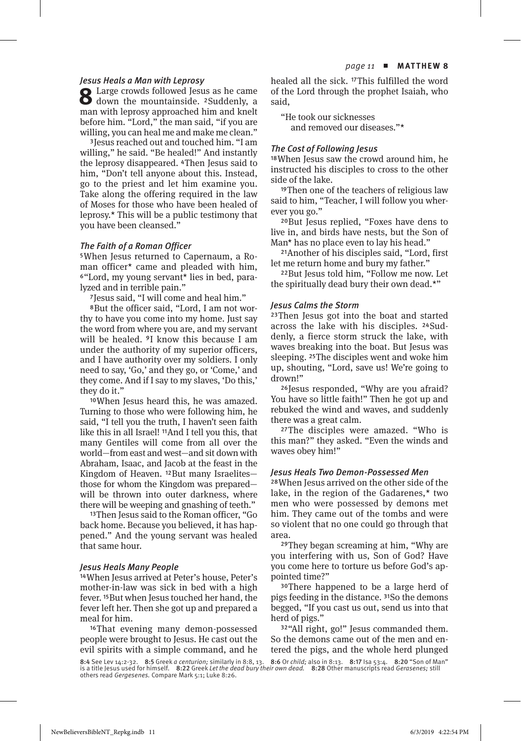## Jesus Heals a Man with Leprosy

**8** Large crowds followed Jesus as he came down the mountainside. [2]Suddenly, a man with leprosy approached him and knelt before him. "Lord," the man said, "if you are willing, you can heal me and make me clean."

[3]Jesus reached out and touched him. "I am willing," he said. "Be healed!" And instantly the leprosy disappeared. [4]Then Jesus said to him, "Don't tell anyone about this. Instead, go to the priest and let him examine you. Take along the offering required in the law of Moses for those who have been healed of leprosy.* This will be a public testimony that you have been cleansed."

## The Faith of a Roman Officer

[5]When Jesus returned to Capernaum, a Roman officer* came and pleaded with him, [6]"Lord, my young servant* lies in bed, paralyzed and in terrible pain."

[7]Jesus said, "I will come and heal him."

[8]But the officer said, "Lord, I am not worthy to have you come into my home. Just say the word from where you are, and my servant will be healed. [9]I know this because I am under the authority of my superior officers, and I have authority over my soldiers. I only need to say, 'Go,' and they go, or 'Come,' and they come. And if I say to my slaves, 'Do this,' they do it."

[10]When Jesus heard this, he was amazed. Turning to those who were following him, he said, "I tell you the truth, I haven't seen faith like this in all Israel! [11]And I tell you this, that many Gentiles will come from all over the world—from east and west—and sit down with Abraham, Isaac, and Jacob at the feast in the Kingdom of Heaven. [12]But many Israelites—those for whom the Kingdom was prepared—will be thrown into outer darkness, where there will be weeping and gnashing of teeth."

[13]Then Jesus said to the Roman officer, "Go back home. Because you believed, it has happened." And the young servant was healed that same hour.

## Jesus Heals Many People

[14]When Jesus arrived at Peter's house, Peter's mother-in-law was sick in bed with a high fever. [15]But when Jesus touched her hand, the fever left her. Then she got up and prepared a meal for him.

[16]That evening many demon-possessed people were brought to Jesus. He cast out the evil spirits with a simple command, and he healed all the sick. [17]This fulfilled the word of the Lord through the prophet Isaiah, who said,

"He took our sicknesses
and removed our diseases."*

## The Cost of Following Jesus

[18]When Jesus saw the crowd around him, he instructed his disciples to cross to the other side of the lake.

[19]Then one of the teachers of religious law said to him, "Teacher, I will follow you wherever you go."

[20]But Jesus replied, "Foxes have dens to live in, and birds have nests, but the Son of Man* has no place even to lay his head."

[21]Another of his disciples said, "Lord, first let me return home and bury my father."

[22]But Jesus told him, "Follow me now. Let the spiritually dead bury their own dead.*"

## Jesus Calms the Storm

[23]Then Jesus got into the boat and started across the lake with his disciples. [24]Suddenly, a fierce storm struck the lake, with waves breaking into the boat. But Jesus was sleeping. [25]The disciples went and woke him up, shouting, "Lord, save us! We're going to drown!"

[26]Jesus responded, "Why are you afraid? You have so little faith!" Then he got up and rebuked the wind and waves, and suddenly there was a great calm.

[27]The disciples were amazed. "Who is this man?" they asked. "Even the winds and waves obey him!"

## Jesus Heals Two Demon-Possessed Men

[28]When Jesus arrived on the other side of the lake, in the region of the Gadarenes,* two men who were possessed by demons met him. They came out of the tombs and were so violent that no one could go through that area.

[29]They began screaming at him, "Why are you interfering with us, Son of God? Have you come here to torture us before God's appointed time?"

[30]There happened to be a large herd of pigs feeding in the distance. [31]So the demons begged, "If you cast us out, send us into that herd of pigs."

[32]"All right, go!" Jesus commanded them. So the demons came out of the men and entered the pigs, and the whole herd plunged

**8:4** See Lev 14:2-32. **8:5** Greek *a centurion;* similarly in 8:8, 13. **8:6** Or *child;* also in 8:13. **8:17** Isa 53:4. **8:20** "Son of Man" is a title Jesus used for himself. **8:22** Greek *Let the dead bury their own dead.* **8:28** Other manuscripts read *Gerasenes;* still others read *Gergesenes.* Compare Mark 5:1; Luke 8:26.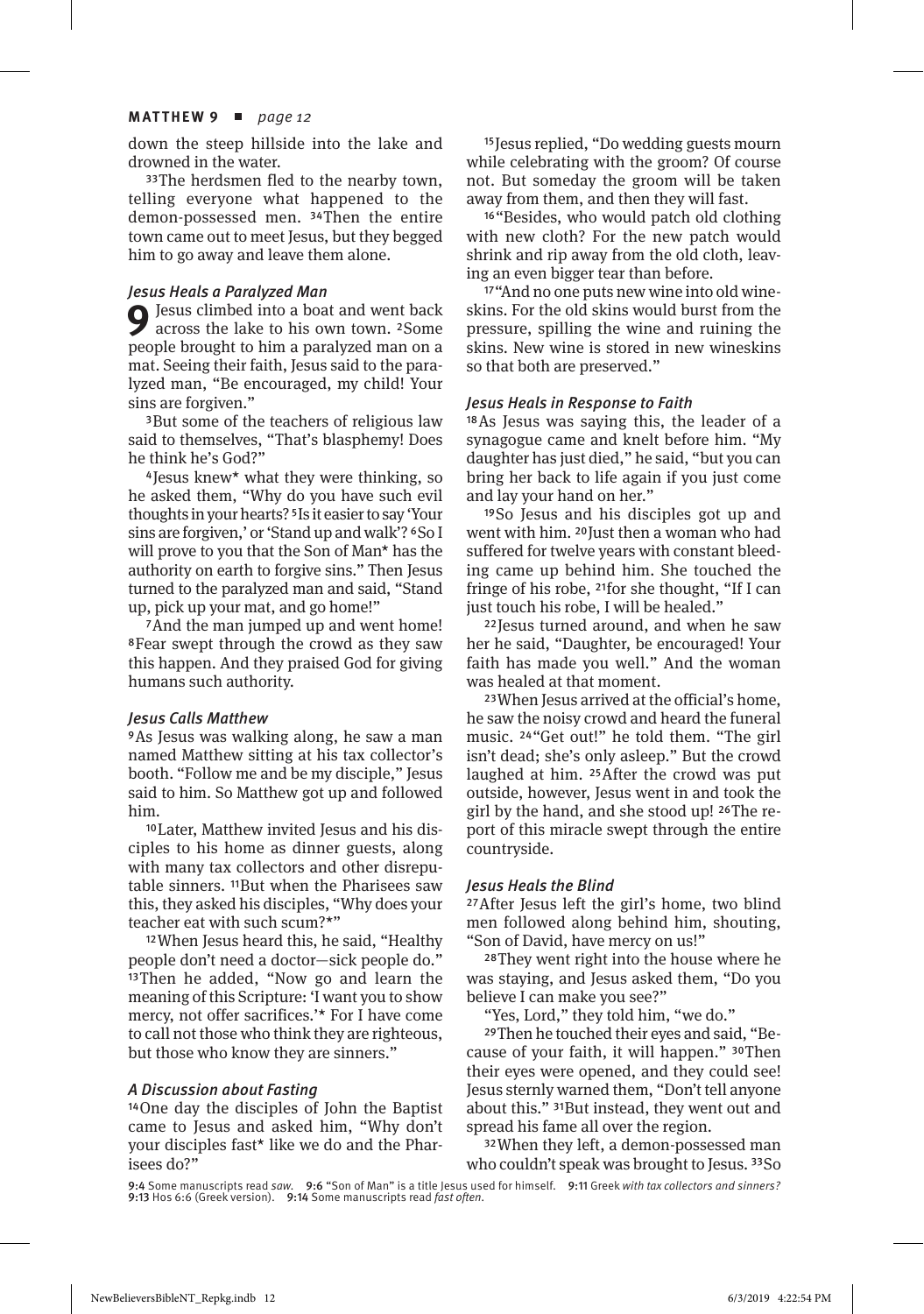down the steep hillside into the lake and drowned in the water.

[33]The herdsmen fled to the nearby town, telling everyone what happened to the demon-possessed men. [34]Then the entire town came out to meet Jesus, but they begged him to go away and leave them alone.

### *Jesus Heals a Paralyzed Man*

**9** Jesus climbed into a boat and went back across the lake to his own town. [2]Some people brought to him a paralyzed man on a mat. Seeing their faith, Jesus said to the paralyzed man, "Be encouraged, my child! Your sins are forgiven."

[3]But some of the teachers of religious law said to themselves, "That's blasphemy! Does he think he's God?"

[4]Jesus knew* what they were thinking, so he asked them, "Why do you have such evil thoughts in your hearts? [5]Is it easier to say 'Your sins are forgiven,' or 'Stand up and walk'? [6]So I will prove to you that the Son of Man* has the authority on earth to forgive sins." Then Jesus turned to the paralyzed man and said, "Stand up, pick up your mat, and go home!"

[7]And the man jumped up and went home! [8]Fear swept through the crowd as they saw this happen. And they praised God for giving humans such authority.

### *Jesus Calls Matthew*

[9]As Jesus was walking along, he saw a man named Matthew sitting at his tax collector's booth. "Follow me and be my disciple," Jesus said to him. So Matthew got up and followed him.

[10]Later, Matthew invited Jesus and his disciples to his home as dinner guests, along with many tax collectors and other disreputable sinners. [11]But when the Pharisees saw this, they asked his disciples, "Why does your teacher eat with such scum?*"

[12]When Jesus heard this, he said, "Healthy people don't need a doctor—sick people do." [13]Then he added, "Now go and learn the meaning of this Scripture: 'I want you to show mercy, not offer sacrifices.'* For I have come to call not those who think they are righteous, but those who know they are sinners."

### *A Discussion about Fasting*

[14]One day the disciples of John the Baptist came to Jesus and asked him, "Why don't your disciples fast* like we do and the Pharisees do?"

[15]Jesus replied, "Do wedding guests mourn while celebrating with the groom? Of course not. But someday the groom will be taken away from them, and then they will fast.

[16]"Besides, who would patch old clothing with new cloth? For the new patch would shrink and rip away from the old cloth, leaving an even bigger tear than before.

[17]"And no one puts new wine into old wineskins. For the old skins would burst from the pressure, spilling the wine and ruining the skins. New wine is stored in new wineskins so that both are preserved."

### *Jesus Heals in Response to Faith*

[18]As Jesus was saying this, the leader of a synagogue came and knelt before him. "My daughter has just died," he said, "but you can bring her back to life again if you just come and lay your hand on her."

[19]So Jesus and his disciples got up and went with him. [20]Just then a woman who had suffered for twelve years with constant bleeding came up behind him. She touched the fringe of his robe, [21]for she thought, "If I can just touch his robe, I will be healed."

[22]Jesus turned around, and when he saw her he said, "Daughter, be encouraged! Your faith has made you well." And the woman was healed at that moment.

[23]When Jesus arrived at the official's home, he saw the noisy crowd and heard the funeral music. [24]"Get out!" he told them. "The girl isn't dead; she's only asleep." But the crowd laughed at him. [25]After the crowd was put outside, however, Jesus went in and took the girl by the hand, and she stood up! [26]The report of this miracle swept through the entire countryside.

### *Jesus Heals the Blind*

[27]After Jesus left the girl's home, two blind men followed along behind him, shouting, "Son of David, have mercy on us!"

[28]They went right into the house where he was staying, and Jesus asked them, "Do you believe I can make you see?"

"Yes, Lord," they told him, "we do."

[29]Then he touched their eyes and said, "Because of your faith, it will happen." [30]Then their eyes were opened, and they could see! Jesus sternly warned them, "Don't tell anyone about this." [31]But instead, they went out and spread his fame all over the region.

[32]When they left, a demon-possessed man who couldn't speak was brought to Jesus. [33]So

---

**9:4** Some manuscripts read *saw*. **9:6** "Son of Man" is a title Jesus used for himself. **9:11** Greek *with tax collectors and sinners?* **9:13** Hos 6:6 (Greek version). **9:14** Some manuscripts read *fast often*.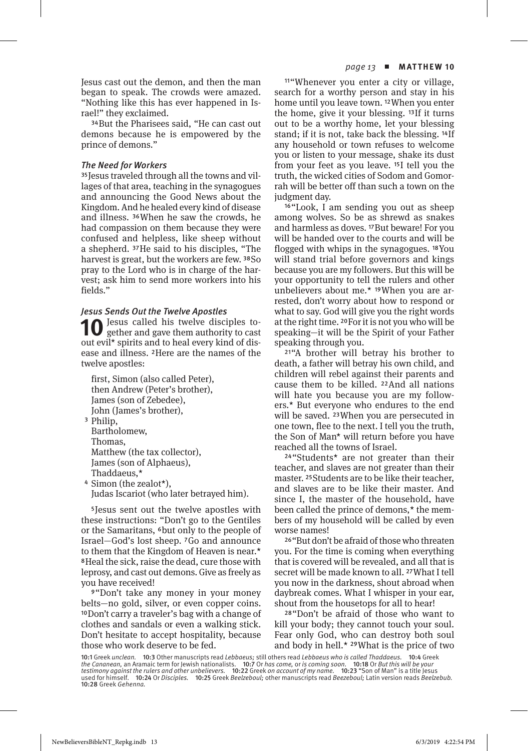Jesus cast out the demon, and then the man began to speak. The crowds were amazed. "Nothing like this has ever happened in Israel!" they exclaimed.

34But the Pharisees said, "He can cast out demons because he is empowered by the prince of demons."

### *The Need for Workers*

35Jesus traveled through all the towns and villages of that area, teaching in the synagogues and announcing the Good News about the Kingdom. And he healed every kind of disease and illness. 36When he saw the crowds, he had compassion on them because they were confused and helpless, like sheep without a shepherd. 37He said to his disciples, "The harvest is great, but the workers are few. 38So pray to the Lord who is in charge of the harvest; ask him to send more workers into his fields."

### *Jesus Sends Out the Twelve Apostles*

**10** Jesus called his twelve disciples together and gave them authority to cast out evil* spirits and to heal every kind of disease and illness. 2Here are the names of the twelve apostles:

first, Simon (also called Peter),
then Andrew (Peter's brother),
James (son of Zebedee),
John (James's brother),
3 Philip,
Bartholomew,
Thomas,
Matthew (the tax collector),
James (son of Alphaeus),
Thaddaeus,*
4 Simon (the zealot*),
Judas Iscariot (who later betrayed him).

5Jesus sent out the twelve apostles with these instructions: "Don't go to the Gentiles or the Samaritans, 6but only to the people of Israel—God's lost sheep. 7Go and announce to them that the Kingdom of Heaven is near.* 8Heal the sick, raise the dead, cure those with leprosy, and cast out demons. Give as freely as you have received!

9"Don't take any money in your money belts—no gold, silver, or even copper coins. 10Don't carry a traveler's bag with a change of clothes and sandals or even a walking stick. Don't hesitate to accept hospitality, because those who work deserve to be fed.

11"Whenever you enter a city or village, search for a worthy person and stay in his home until you leave town. 12When you enter the home, give it your blessing. 13If it turns out to be a worthy home, let your blessing stand; if it is not, take back the blessing. 14If any household or town refuses to welcome you or listen to your message, shake its dust from your feet as you leave. 15I tell you the truth, the wicked cities of Sodom and Gomorrah will be better off than such a town on the judgment day.

16"Look, I am sending you out as sheep among wolves. So be as shrewd as snakes and harmless as doves. 17But beware! For you will be handed over to the courts and will be flogged with whips in the synagogues. 18You will stand trial before governors and kings because you are my followers. But this will be your opportunity to tell the rulers and other unbelievers about me.* 19When you are arrested, don't worry about how to respond or what to say. God will give you the right words at the right time. 20For it is not you who will be speaking—it will be the Spirit of your Father speaking through you.

21"A brother will betray his brother to death, a father will betray his own child, and children will rebel against their parents and cause them to be killed. 22And all nations will hate you because you are my followers.* But everyone who endures to the end will be saved. 23When you are persecuted in one town, flee to the next. I tell you the truth, the Son of Man* will return before you have reached all the towns of Israel.

24"Students* are not greater than their teacher, and slaves are not greater than their master. 25Students are to be like their teacher, and slaves are to be like their master. And since I, the master of the household, have been called the prince of demons,* the members of my household will be called by even worse names!

26"But don't be afraid of those who threaten you. For the time is coming when everything that is covered will be revealed, and all that is secret will be made known to all. 27What I tell you now in the darkness, shout abroad when daybreak comes. What I whisper in your ear, shout from the housetops for all to hear!

28"Don't be afraid of those who want to kill your body; they cannot touch your soul. Fear only God, who can destroy both soul and body in hell.* 29What is the price of two

10:1 Greek *unclean.* 10:3 Other manuscripts read *Lebbaeus;* still others read *Lebbaeus who is called Thaddaeus.* 10:4 Greek *the Cananean,* an Aramaic term for Jewish nationalists. 10:7 Or *has come,* or *is coming soon.* 10:18 Or *But this will be your testimony against the rulers and other unbelievers.* 10:22 Greek *on account of my name.* 10:23 "Son of Man" is a title Jesus used for himself. 10:24 Or *Disciples.* 10:25 Greek *Beelzeboul;* other manuscripts read *Beezeboul;* Latin version reads *Beelzebub.* 10:28 Greek *Gehenna.*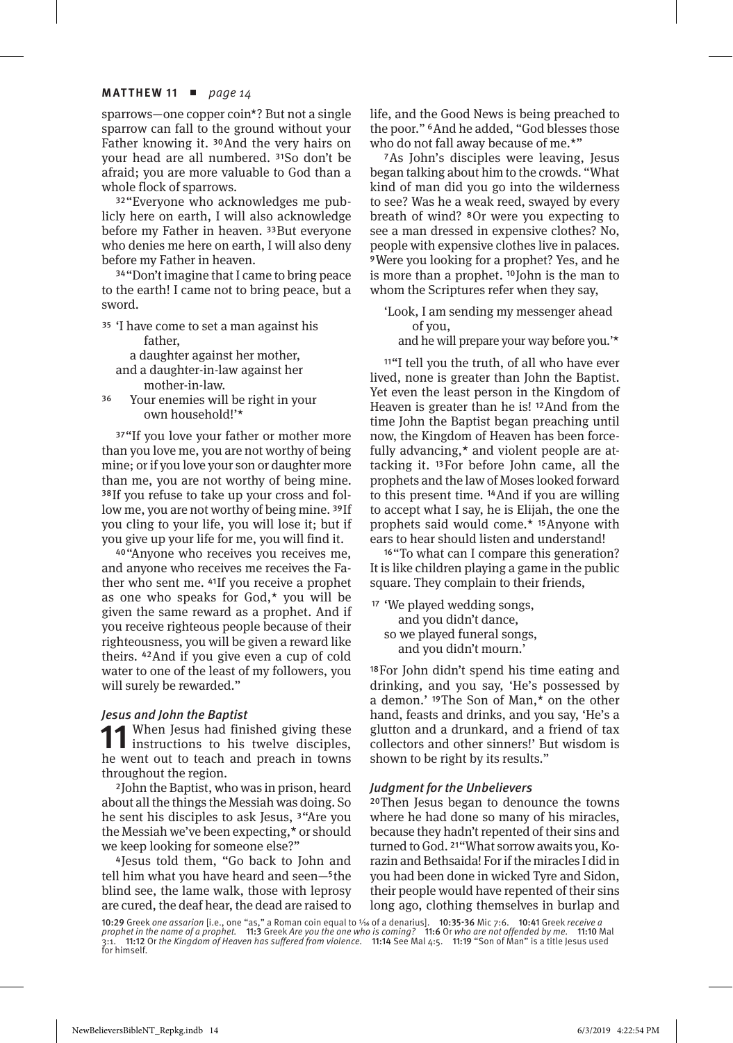sparrows—one copper coin*? But not a single sparrow can fall to the ground without your Father knowing it. 30And the very hairs on your head are all numbered. 31So don't be afraid; you are more valuable to God than a whole flock of sparrows.

32"Everyone who acknowledges me publicly here on earth, I will also acknowledge before my Father in heaven. 33But everyone who denies me here on earth, I will also deny before my Father in heaven.

34"Don't imagine that I came to bring peace to the earth! I came not to bring peace, but a sword.

35 'I have come to set a man against his father,
a daughter against her mother,
and a daughter-in-law against her mother-in-law.
36 Your enemies will be right in your own household!'*

37"If you love your father or mother more than you love me, you are not worthy of being mine; or if you love your son or daughter more than me, you are not worthy of being mine. 38If you refuse to take up your cross and follow me, you are not worthy of being mine. 39If you cling to your life, you will lose it; but if you give up your life for me, you will find it.

40"Anyone who receives you receives me, and anyone who receives me receives the Father who sent me. 41If you receive a prophet as one who speaks for God,* you will be given the same reward as a prophet. And if you receive righteous people because of their righteousness, you will be given a reward like theirs. 42And if you give even a cup of cold water to one of the least of my followers, you will surely be rewarded."

### *Jesus and John the Baptist*

**11** When Jesus had finished giving these instructions to his twelve disciples, he went out to teach and preach in towns throughout the region.

2John the Baptist, who was in prison, heard about all the things the Messiah was doing. So he sent his disciples to ask Jesus, 3"Are you the Messiah we've been expecting,* or should we keep looking for someone else?"

4Jesus told them, "Go back to John and tell him what you have heard and seen—5the blind see, the lame walk, those with leprosy are cured, the deaf hear, the dead are raised to life, and the Good News is being preached to the poor." 6And he added, "God blesses those who do not fall away because of me.*"

7As John's disciples were leaving, Jesus began talking about him to the crowds. "What kind of man did you go into the wilderness to see? Was he a weak reed, swayed by every breath of wind? 8Or were you expecting to see a man dressed in expensive clothes? No, people with expensive clothes live in palaces. 9Were you looking for a prophet? Yes, and he is more than a prophet. 10John is the man to whom the Scriptures refer when they say,

'Look, I am sending my messenger ahead of you,
and he will prepare your way before you.'*

11"I tell you the truth, of all who have ever lived, none is greater than John the Baptist. Yet even the least person in the Kingdom of Heaven is greater than he is! 12And from the time John the Baptist began preaching until now, the Kingdom of Heaven has been forcefully advancing,* and violent people are attacking it. 13For before John came, all the prophets and the law of Moses looked forward to this present time. 14And if you are willing to accept what I say, he is Elijah, the one the prophets said would come.* 15Anyone with ears to hear should listen and understand!

16"To what can I compare this generation? It is like children playing a game in the public square. They complain to their friends,

17 'We played wedding songs,
and you didn't dance,
so we played funeral songs,
and you didn't mourn.'

18For John didn't spend his time eating and drinking, and you say, 'He's possessed by a demon.' 19The Son of Man,* on the other hand, feasts and drinks, and you say, 'He's a glutton and a drunkard, and a friend of tax collectors and other sinners!' But wisdom is shown to be right by its results."

### *Judgment for the Unbelievers*

20Then Jesus began to denounce the towns where he had done so many of his miracles, because they hadn't repented of their sins and turned to God. 21"What sorrow awaits you, Korazin and Bethsaida! For if the miracles I did in you had been done in wicked Tyre and Sidon, their people would have repented of their sins long ago, clothing themselves in burlap and

10:29 Greek *one assarion* [i.e., one "as," a Roman coin equal to 1/16 of a denarius]. 10:35-36 Mic 7:6. 10:41 Greek *receive a prophet in the name of a prophet.* 11:3 Greek *Are you the one who is coming?* 11:6 Or *who are not offended by me.* 11:10 Mal 3:1. 11:12 Or *the Kingdom of Heaven has suffered from violence.* 11:14 See Mal 4:5. 11:19 "Son of Man" is a title Jesus used for himself.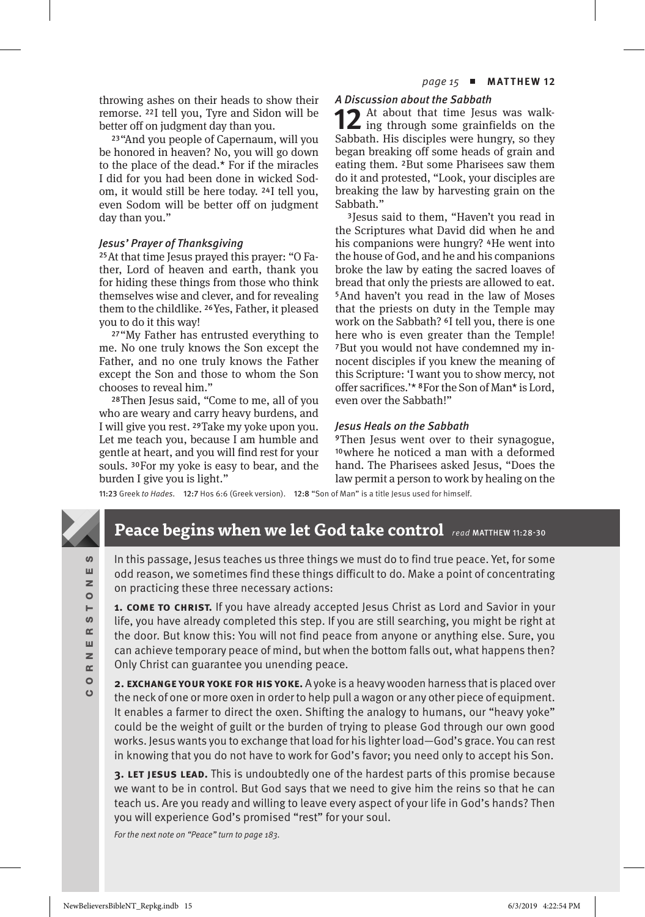throwing ashes on their heads to show their remorse. [22]I tell you, Tyre and Sidon will be better off on judgment day than you.

[23]"And you people of Capernaum, will you be honored in heaven? No, you will go down to the place of the dead.* For if the miracles I did for you had been done in wicked Sodom, it would still be here today. [24]I tell you, even Sodom will be better off on judgment day than you."

### *Jesus' Prayer of Thanksgiving*

[25]At that time Jesus prayed this prayer: "O Father, Lord of heaven and earth, thank you for hiding these things from those who think themselves wise and clever, and for revealing them to the childlike. [26]Yes, Father, it pleased you to do it this way!

[27]"My Father has entrusted everything to me. No one truly knows the Son except the Father, and no one truly knows the Father except the Son and those to whom the Son chooses to reveal him."

[28]Then Jesus said, "Come to me, all of you who are weary and carry heavy burdens, and I will give you rest. [29]Take my yoke upon you. Let me teach you, because I am humble and gentle at heart, and you will find rest for your souls. [30]For my yoke is easy to bear, and the burden I give you is light."

### *A Discussion about the Sabbath*

**12** At about that time Jesus was walking through some grainfields on the Sabbath. His disciples were hungry, so they began breaking off some heads of grain and eating them. [2]But some Pharisees saw them do it and protested, "Look, your disciples are breaking the law by harvesting grain on the Sabbath."

[3]Jesus said to them, "Haven't you read in the Scriptures what David did when he and his companions were hungry? [4]He went into the house of God, and he and his companions broke the law by eating the sacred loaves of bread that only the priests are allowed to eat. [5]And haven't you read in the law of Moses that the priests on duty in the Temple may work on the Sabbath? [6]I tell you, there is one here who is even greater than the Temple! [7]But you would not have condemned my innocent disciples if you knew the meaning of this Scripture: 'I want you to show mercy, not offer sacrifices.'* [8]For the Son of Man* is Lord, even over the Sabbath!"

### *Jesus Heals on the Sabbath*

[9]Then Jesus went over to their synagogue, [10]where he noticed a man with a deformed hand. The Pharisees asked Jesus, "Does the law permit a person to work by healing on the

**11:23** Greek *to Hades*. **12:7** Hos 6:6 (Greek version). **12:8** "Son of Man" is a title Jesus used for himself.

CORNERSTONES

## Peace begins when we let God take control *read* MATTHEW 11:28-30

In this passage, Jesus teaches us three things we must do to find true peace. Yet, for some odd reason, we sometimes find these things difficult to do. Make a point of concentrating on practicing these three necessary actions:

**1. COME TO CHRIST.** If you have already accepted Jesus Christ as Lord and Savior in your life, you have already completed this step. If you are still searching, you might be right at the door. But know this: You will not find peace from anyone or anything else. Sure, you can achieve temporary peace of mind, but when the bottom falls out, what happens then? Only Christ can guarantee you unending peace.

**2. EXCHANGE YOUR YOKE FOR HIS YOKE.** A yoke is a heavy wooden harness that is placed over the neck of one or more oxen in order to help pull a wagon or any other piece of equipment. It enables a farmer to direct the oxen. Shifting the analogy to humans, our "heavy yoke" could be the weight of guilt or the burden of trying to please God through our own good works. Jesus wants you to exchange that load for his lighter load—God's grace. You can rest in knowing that you do not have to work for God's favor; you need only to accept his Son.

**3. LET JESUS LEAD.** This is undoubtedly one of the hardest parts of this promise because we want to be in control. But God says that we need to give him the reins so that he can teach us. Are you ready and willing to leave every aspect of your life in God's hands? Then you will experience God's promised "rest" for your soul.

*For the next note on "Peace" turn to page 183.*